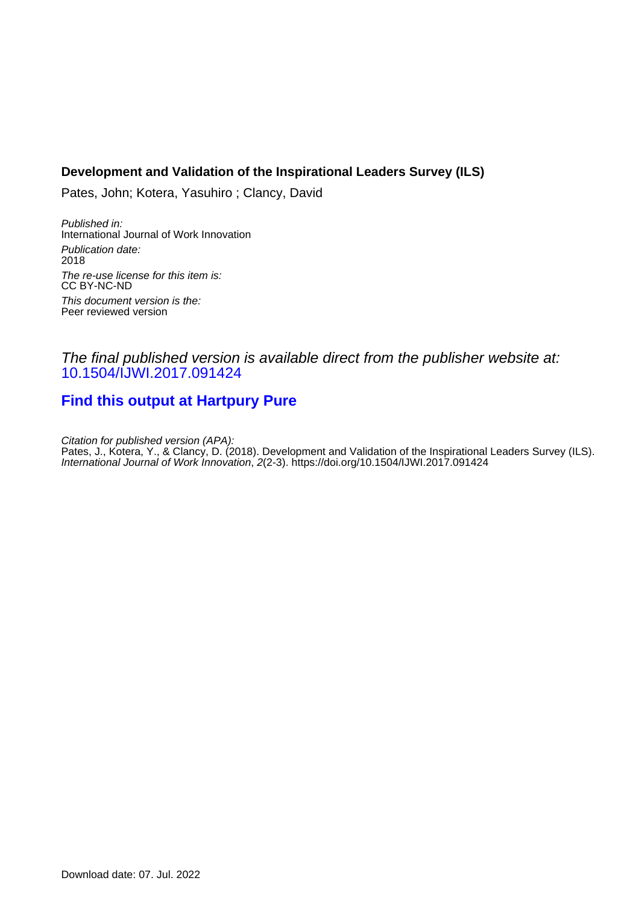**Development and Validation of the Inspirational Leaders Survey (ILS)**

Pates, John; Kotera, Yasuhiro ; Clancy, David

*Published in:*
International Journal of Work Innovation

*Publication date:*
2018

*The re-use license for this item is:*
CC BY-NC-ND

*This document version is the:*
Peer reviewed version

*The final published version is available direct from the publisher website at:*
10.1504/IJWI.2017.091424

**Find this output at Hartpury Pure**

*Citation for published version (APA):*
Pates, J., Kotera, Y., & Clancy, D. (2018). Development and Validation of the Inspirational Leaders Survey (ILS). *International Journal of Work Innovation*, *2*(2-3). https://doi.org/10.1504/IJWI.2017.091424

Download date: 07. Jul. 2022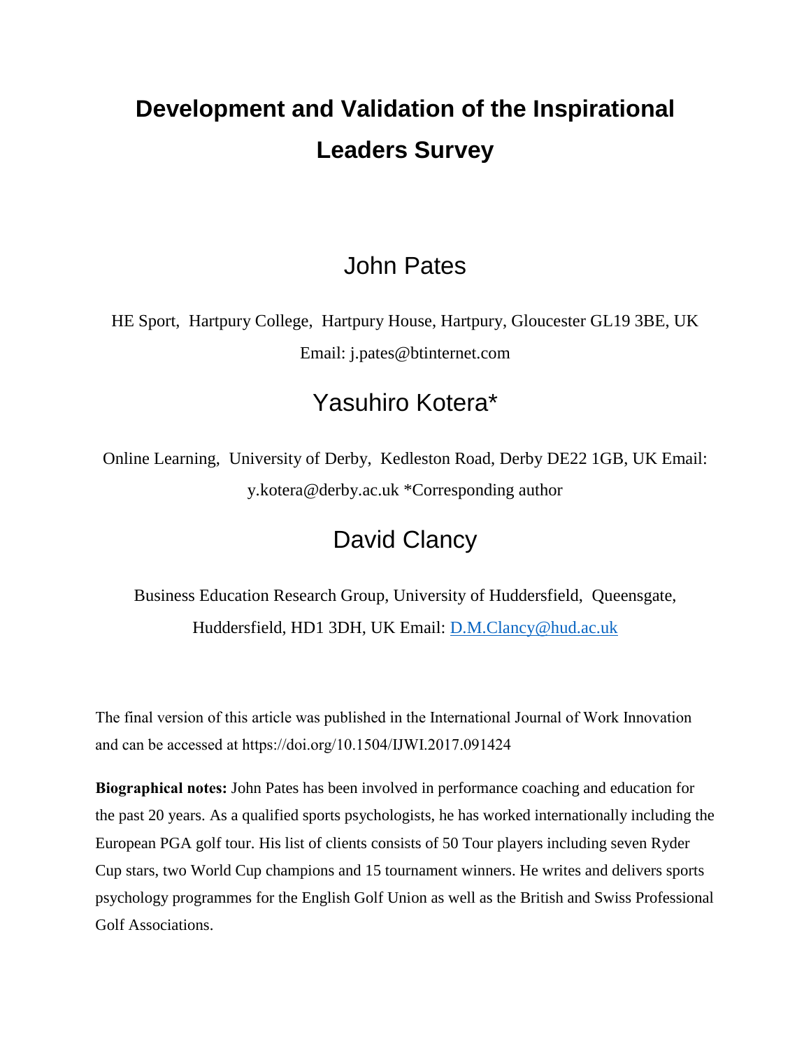# Development and Validation of the Inspirational Leaders Survey

## John Pates

HE Sport, Hartpury College, Hartpury House, Hartpury, Gloucester GL19 3BE, UK
Email: j.pates@btinternet.com

## Yasuhiro Kotera*

Online Learning, University of Derby, Kedleston Road, Derby DE22 1GB, UK Email: y.kotera@derby.ac.uk *Corresponding author

## David Clancy

Business Education Research Group, University of Huddersfield, Queensgate, Huddersfield, HD1 3DH, UK Email: D.M.Clancy@hud.ac.uk

The final version of this article was published in the International Journal of Work Innovation and can be accessed at https://doi.org/10.1504/IJWI.2017.091424

**Biographical notes:** John Pates has been involved in performance coaching and education for the past 20 years. As a qualified sports psychologists, he has worked internationally including the European PGA golf tour. His list of clients consists of 50 Tour players including seven Ryder Cup stars, two World Cup champions and 15 tournament winners. He writes and delivers sports psychology programmes for the English Golf Union as well as the British and Swiss Professional Golf Associations.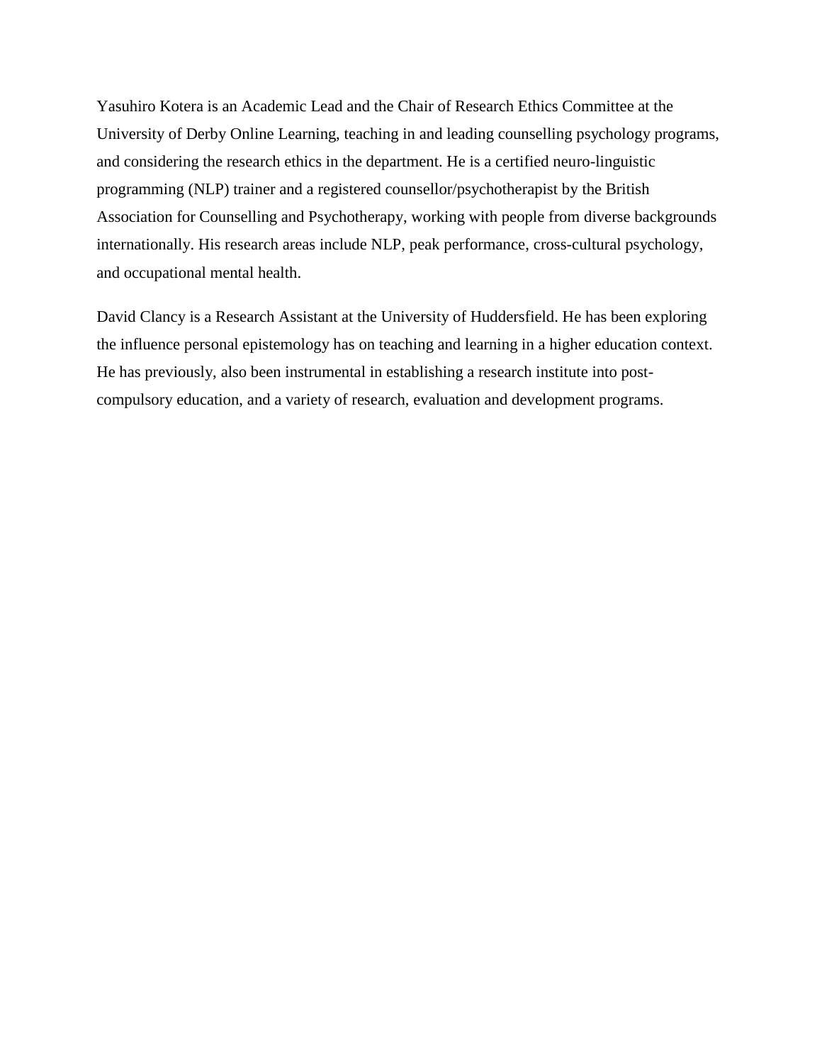Yasuhiro Kotera is an Academic Lead and the Chair of Research Ethics Committee at the University of Derby Online Learning, teaching in and leading counselling psychology programs, and considering the research ethics in the department. He is a certified neuro-linguistic programming (NLP) trainer and a registered counsellor/psychotherapist by the British Association for Counselling and Psychotherapy, working with people from diverse backgrounds internationally. His research areas include NLP, peak performance, cross-cultural psychology, and occupational mental health.

David Clancy is a Research Assistant at the University of Huddersfield. He has been exploring the influence personal epistemology has on teaching and learning in a higher education context. He has previously, also been instrumental in establishing a research institute into post-compulsory education, and a variety of research, evaluation and development programs.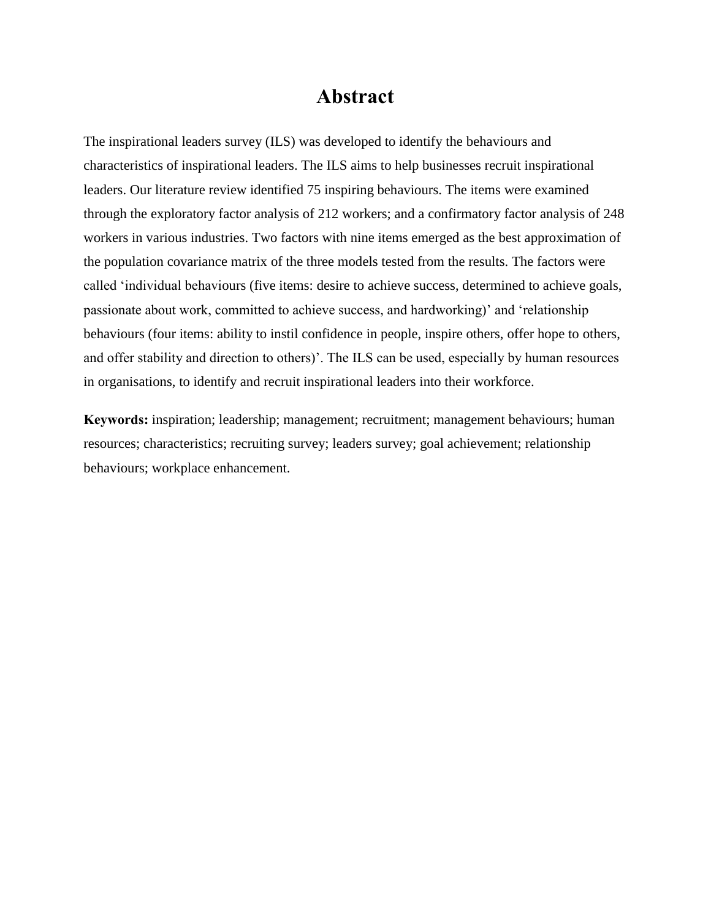# Abstract

The inspirational leaders survey (ILS) was developed to identify the behaviours and characteristics of inspirational leaders. The ILS aims to help businesses recruit inspirational leaders. Our literature review identified 75 inspiring behaviours. The items were examined through the exploratory factor analysis of 212 workers; and a confirmatory factor analysis of 248 workers in various industries. Two factors with nine items emerged as the best approximation of the population covariance matrix of the three models tested from the results. The factors were called 'individual behaviours (five items: desire to achieve success, determined to achieve goals, passionate about work, committed to achieve success, and hardworking)' and 'relationship behaviours (four items: ability to instil confidence in people, inspire others, offer hope to others, and offer stability and direction to others)'. The ILS can be used, especially by human resources in organisations, to identify and recruit inspirational leaders into their workforce.

**Keywords:** inspiration; leadership; management; recruitment; management behaviours; human resources; characteristics; recruiting survey; leaders survey; goal achievement; relationship behaviours; workplace enhancement.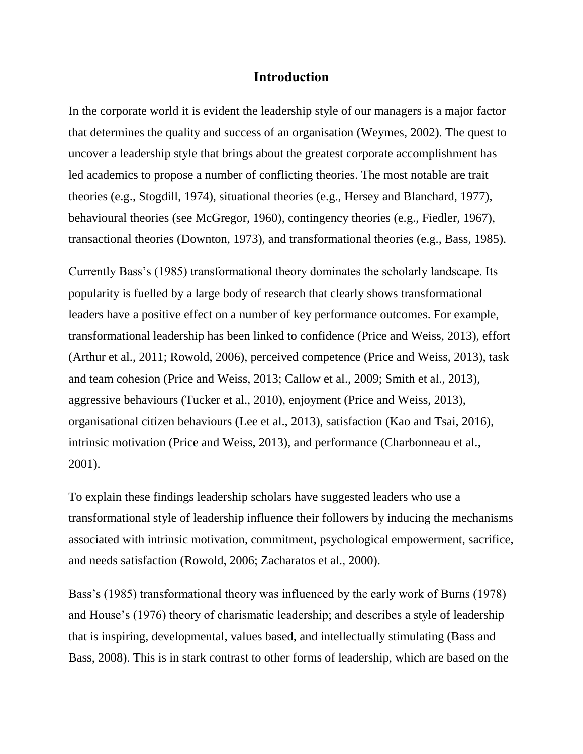## Introduction

In the corporate world it is evident the leadership style of our managers is a major factor that determines the quality and success of an organisation (Weymes, 2002). The quest to uncover a leadership style that brings about the greatest corporate accomplishment has led academics to propose a number of conflicting theories. The most notable are trait theories (e.g., Stogdill, 1974), situational theories (e.g., Hersey and Blanchard, 1977), behavioural theories (see McGregor, 1960), contingency theories (e.g., Fiedler, 1967), transactional theories (Downton, 1973), and transformational theories (e.g., Bass, 1985).

Currently Bass's (1985) transformational theory dominates the scholarly landscape. Its popularity is fuelled by a large body of research that clearly shows transformational leaders have a positive effect on a number of key performance outcomes. For example, transformational leadership has been linked to confidence (Price and Weiss, 2013), effort (Arthur et al., 2011; Rowold, 2006), perceived competence (Price and Weiss, 2013), task and team cohesion (Price and Weiss, 2013; Callow et al., 2009; Smith et al., 2013), aggressive behaviours (Tucker et al., 2010), enjoyment (Price and Weiss, 2013), organisational citizen behaviours (Lee et al., 2013), satisfaction (Kao and Tsai, 2016), intrinsic motivation (Price and Weiss, 2013), and performance (Charbonneau et al., 2001).

To explain these findings leadership scholars have suggested leaders who use a transformational style of leadership influence their followers by inducing the mechanisms associated with intrinsic motivation, commitment, psychological empowerment, sacrifice, and needs satisfaction (Rowold, 2006; Zacharatos et al., 2000).

Bass's (1985) transformational theory was influenced by the early work of Burns (1978) and House's (1976) theory of charismatic leadership; and describes a style of leadership that is inspiring, developmental, values based, and intellectually stimulating (Bass and Bass, 2008). This is in stark contrast to other forms of leadership, which are based on the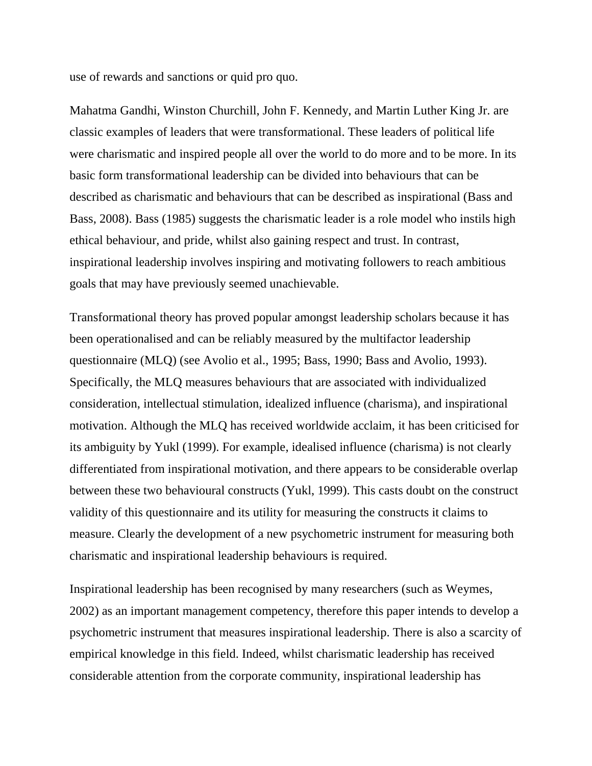use of rewards and sanctions or quid pro quo.

Mahatma Gandhi, Winston Churchill, John F. Kennedy, and Martin Luther King Jr. are classic examples of leaders that were transformational. These leaders of political life were charismatic and inspired people all over the world to do more and to be more. In its basic form transformational leadership can be divided into behaviours that can be described as charismatic and behaviours that can be described as inspirational (Bass and Bass, 2008). Bass (1985) suggests the charismatic leader is a role model who instils high ethical behaviour, and pride, whilst also gaining respect and trust. In contrast, inspirational leadership involves inspiring and motivating followers to reach ambitious goals that may have previously seemed unachievable.

Transformational theory has proved popular amongst leadership scholars because it has been operationalised and can be reliably measured by the multifactor leadership questionnaire (MLQ) (see Avolio et al., 1995; Bass, 1990; Bass and Avolio, 1993). Specifically, the MLQ measures behaviours that are associated with individualized consideration, intellectual stimulation, idealized influence (charisma), and inspirational motivation. Although the MLQ has received worldwide acclaim, it has been criticised for its ambiguity by Yukl (1999). For example, idealised influence (charisma) is not clearly differentiated from inspirational motivation, and there appears to be considerable overlap between these two behavioural constructs (Yukl, 1999). This casts doubt on the construct validity of this questionnaire and its utility for measuring the constructs it claims to measure. Clearly the development of a new psychometric instrument for measuring both charismatic and inspirational leadership behaviours is required.

Inspirational leadership has been recognised by many researchers (such as Weymes, 2002) as an important management competency, therefore this paper intends to develop a psychometric instrument that measures inspirational leadership. There is also a scarcity of empirical knowledge in this field. Indeed, whilst charismatic leadership has received considerable attention from the corporate community, inspirational leadership has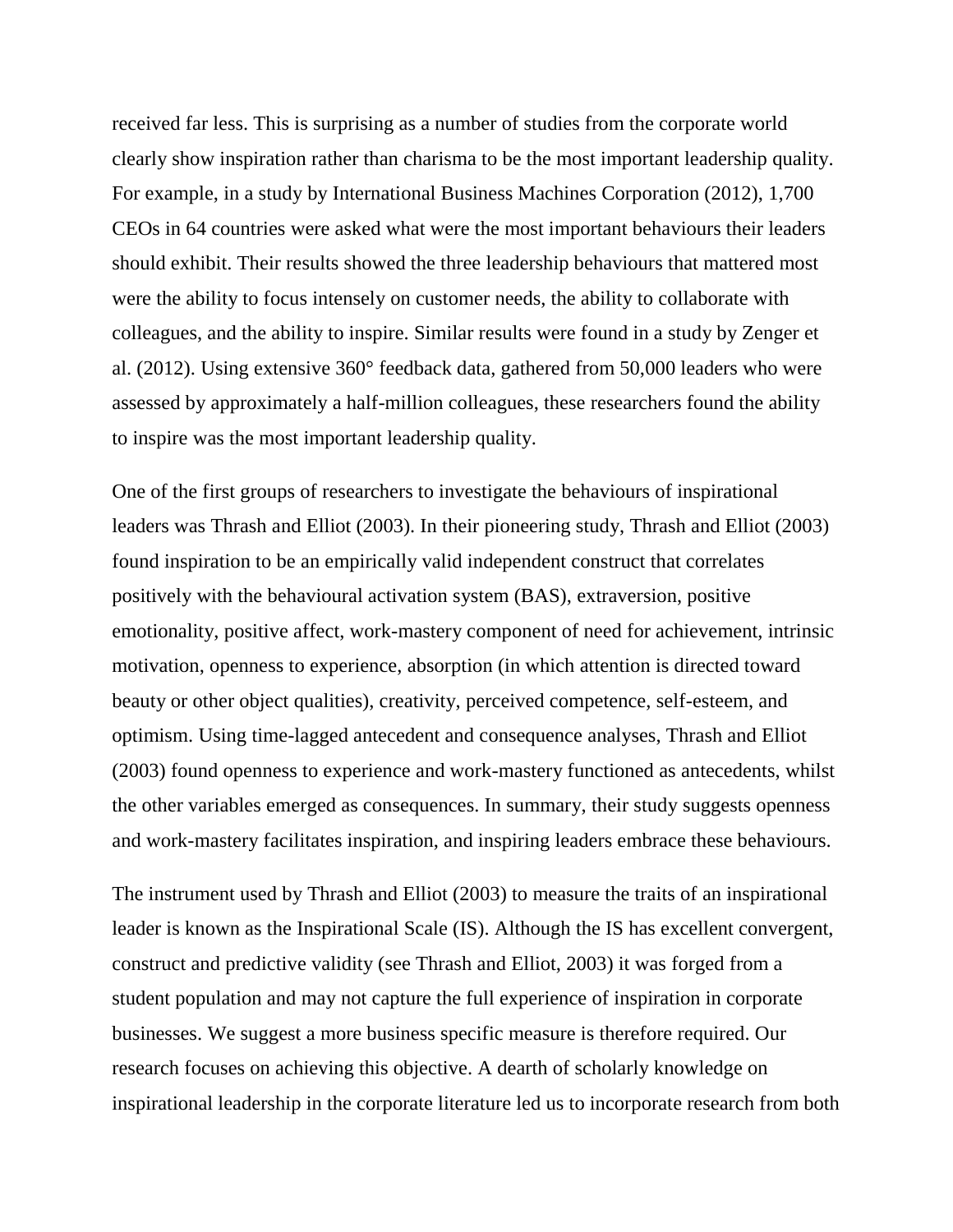received far less. This is surprising as a number of studies from the corporate world clearly show inspiration rather than charisma to be the most important leadership quality. For example, in a study by International Business Machines Corporation (2012), 1,700 CEOs in 64 countries were asked what were the most important behaviours their leaders should exhibit. Their results showed the three leadership behaviours that mattered most were the ability to focus intensely on customer needs, the ability to collaborate with colleagues, and the ability to inspire. Similar results were found in a study by Zenger et al. (2012). Using extensive 360° feedback data, gathered from 50,000 leaders who were assessed by approximately a half-million colleagues, these researchers found the ability to inspire was the most important leadership quality.

One of the first groups of researchers to investigate the behaviours of inspirational leaders was Thrash and Elliot (2003). In their pioneering study, Thrash and Elliot (2003) found inspiration to be an empirically valid independent construct that correlates positively with the behavioural activation system (BAS), extraversion, positive emotionality, positive affect, work-mastery component of need for achievement, intrinsic motivation, openness to experience, absorption (in which attention is directed toward beauty or other object qualities), creativity, perceived competence, self-esteem, and optimism. Using time-lagged antecedent and consequence analyses, Thrash and Elliot (2003) found openness to experience and work-mastery functioned as antecedents, whilst the other variables emerged as consequences. In summary, their study suggests openness and work-mastery facilitates inspiration, and inspiring leaders embrace these behaviours.

The instrument used by Thrash and Elliot (2003) to measure the traits of an inspirational leader is known as the Inspirational Scale (IS). Although the IS has excellent convergent, construct and predictive validity (see Thrash and Elliot, 2003) it was forged from a student population and may not capture the full experience of inspiration in corporate businesses. We suggest a more business specific measure is therefore required. Our research focuses on achieving this objective. A dearth of scholarly knowledge on inspirational leadership in the corporate literature led us to incorporate research from both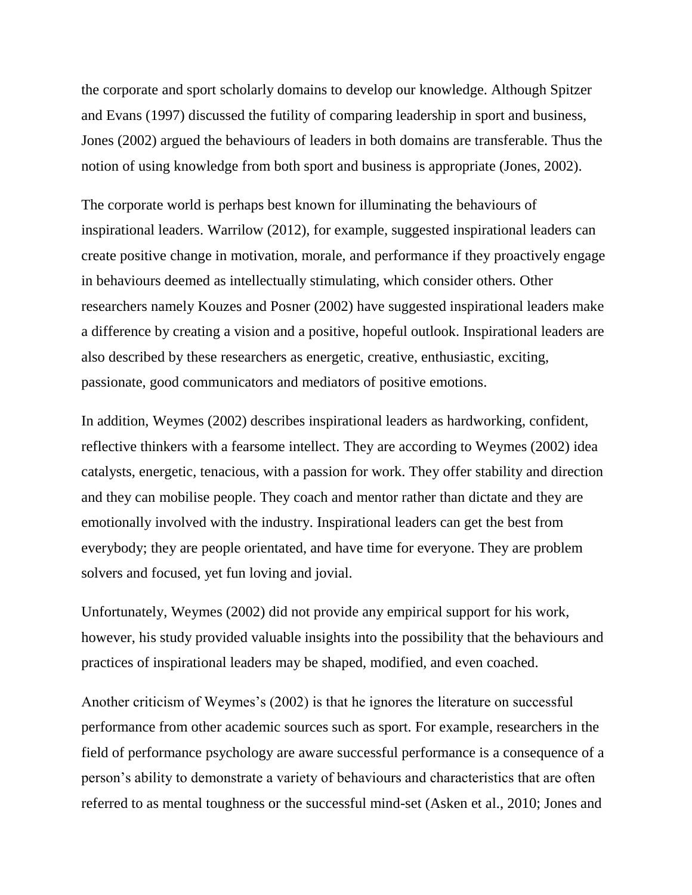the corporate and sport scholarly domains to develop our knowledge. Although Spitzer and Evans (1997) discussed the futility of comparing leadership in sport and business, Jones (2002) argued the behaviours of leaders in both domains are transferable. Thus the notion of using knowledge from both sport and business is appropriate (Jones, 2002).

The corporate world is perhaps best known for illuminating the behaviours of inspirational leaders. Warrilow (2012), for example, suggested inspirational leaders can create positive change in motivation, morale, and performance if they proactively engage in behaviours deemed as intellectually stimulating, which consider others. Other researchers namely Kouzes and Posner (2002) have suggested inspirational leaders make a difference by creating a vision and a positive, hopeful outlook. Inspirational leaders are also described by these researchers as energetic, creative, enthusiastic, exciting, passionate, good communicators and mediators of positive emotions.

In addition, Weymes (2002) describes inspirational leaders as hardworking, confident, reflective thinkers with a fearsome intellect. They are according to Weymes (2002) idea catalysts, energetic, tenacious, with a passion for work. They offer stability and direction and they can mobilise people. They coach and mentor rather than dictate and they are emotionally involved with the industry. Inspirational leaders can get the best from everybody; they are people orientated, and have time for everyone. They are problem solvers and focused, yet fun loving and jovial.

Unfortunately, Weymes (2002) did not provide any empirical support for his work, however, his study provided valuable insights into the possibility that the behaviours and practices of inspirational leaders may be shaped, modified, and even coached.

Another criticism of Weymes's (2002) is that he ignores the literature on successful performance from other academic sources such as sport. For example, researchers in the field of performance psychology are aware successful performance is a consequence of a person's ability to demonstrate a variety of behaviours and characteristics that are often referred to as mental toughness or the successful mind-set (Asken et al., 2010; Jones and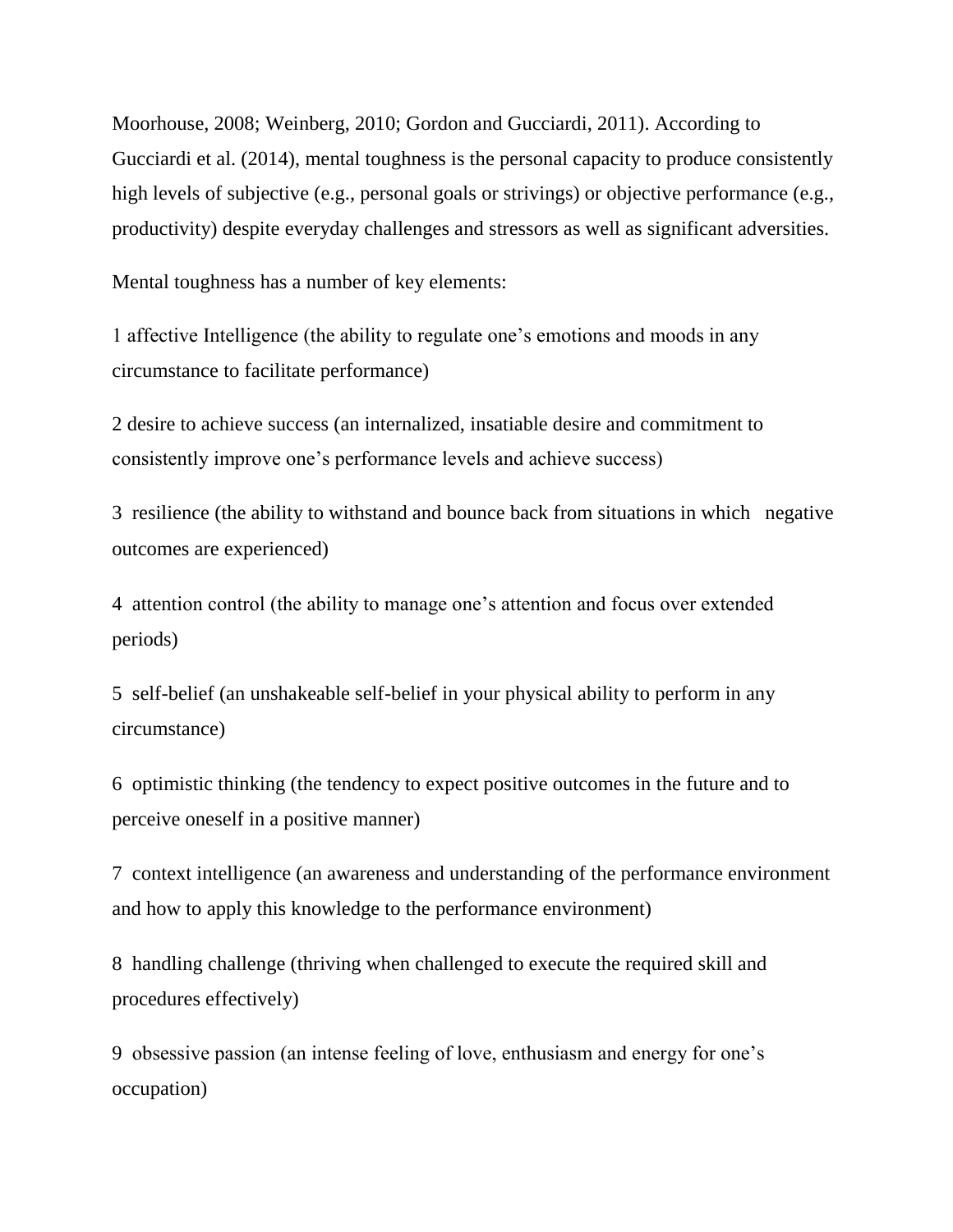Moorhouse, 2008; Weinberg, 2010; Gordon and Gucciardi, 2011). According to Gucciardi et al. (2014), mental toughness is the personal capacity to produce consistently high levels of subjective (e.g., personal goals or strivings) or objective performance (e.g., productivity) despite everyday challenges and stressors as well as significant adversities.

Mental toughness has a number of key elements:

1 affective Intelligence (the ability to regulate one's emotions and moods in any circumstance to facilitate performance)

2 desire to achieve success (an internalized, insatiable desire and commitment to consistently improve one's performance levels and achieve success)

3 resilience (the ability to withstand and bounce back from situations in which negative outcomes are experienced)

4 attention control (the ability to manage one's attention and focus over extended periods)

5 self-belief (an unshakeable self-belief in your physical ability to perform in any circumstance)

6 optimistic thinking (the tendency to expect positive outcomes in the future and to perceive oneself in a positive manner)

7 context intelligence (an awareness and understanding of the performance environment and how to apply this knowledge to the performance environment)

8 handling challenge (thriving when challenged to execute the required skill and procedures effectively)

9 obsessive passion (an intense feeling of love, enthusiasm and energy for one's occupation)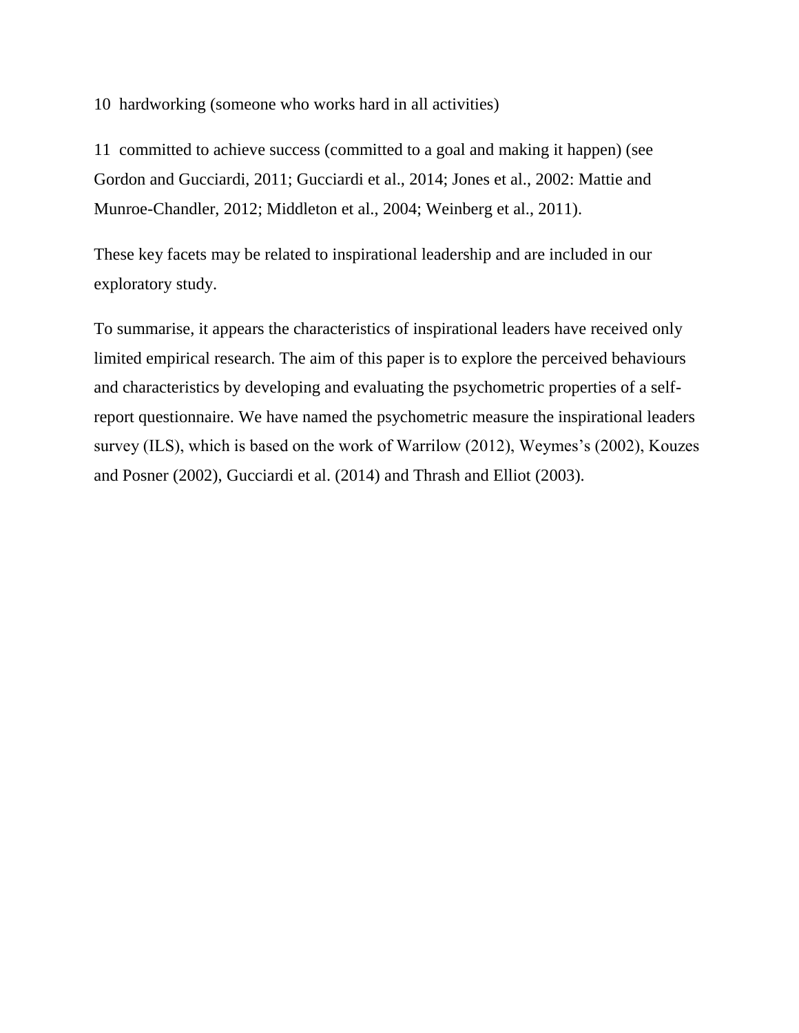10 hardworking (someone who works hard in all activities)

11 committed to achieve success (committed to a goal and making it happen) (see Gordon and Gucciardi, 2011; Gucciardi et al., 2014; Jones et al., 2002: Mattie and Munroe-Chandler, 2012; Middleton et al., 2004; Weinberg et al., 2011).

These key facets may be related to inspirational leadership and are included in our exploratory study.

To summarise, it appears the characteristics of inspirational leaders have received only limited empirical research. The aim of this paper is to explore the perceived behaviours and characteristics by developing and evaluating the psychometric properties of a self-report questionnaire. We have named the psychometric measure the inspirational leaders survey (ILS), which is based on the work of Warrilow (2012), Weymes's (2002), Kouzes and Posner (2002), Gucciardi et al. (2014) and Thrash and Elliot (2003).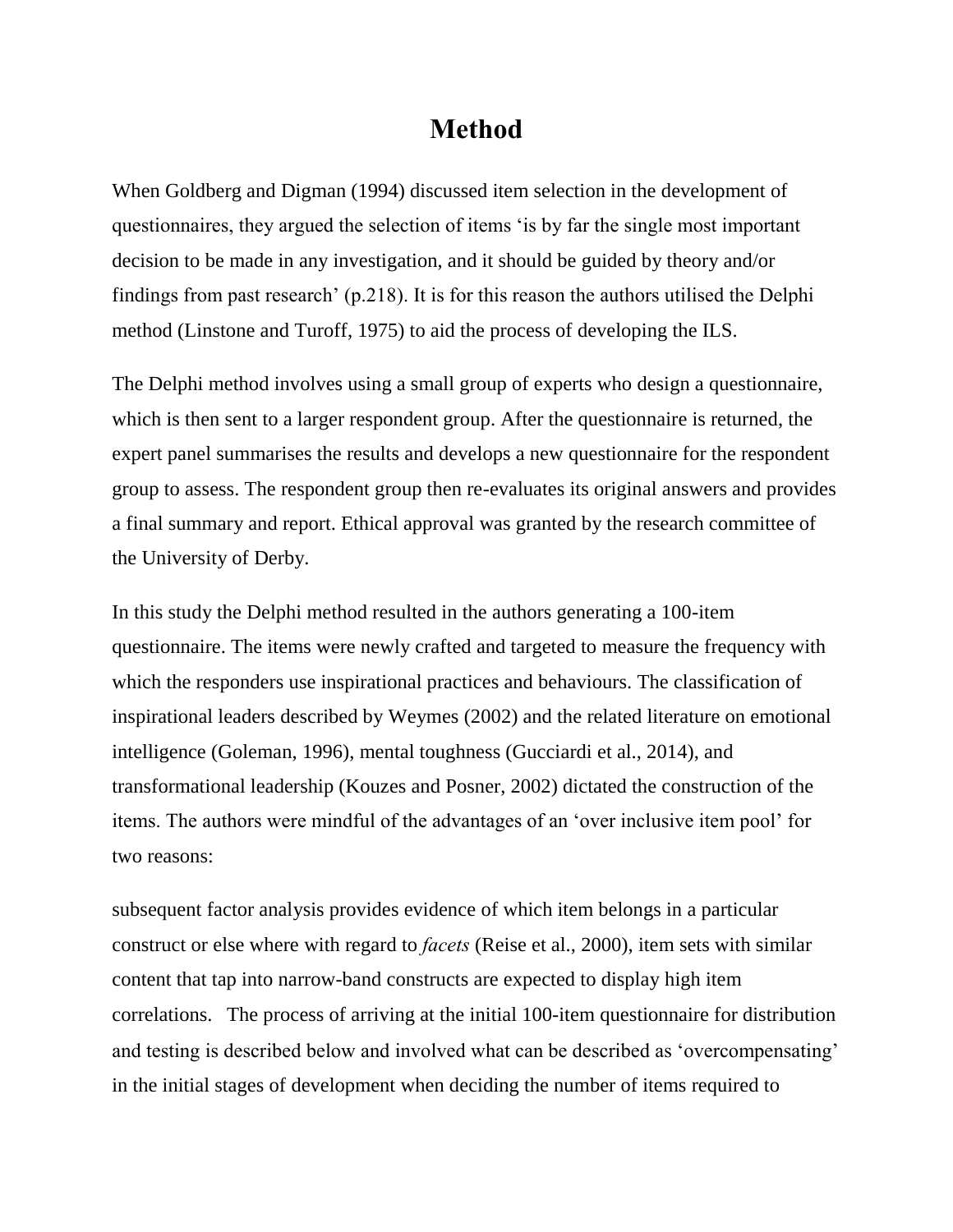# Method

When Goldberg and Digman (1994) discussed item selection in the development of questionnaires, they argued the selection of items 'is by far the single most important decision to be made in any investigation, and it should be guided by theory and/or findings from past research' (p.218). It is for this reason the authors utilised the Delphi method (Linstone and Turoff, 1975) to aid the process of developing the ILS.

The Delphi method involves using a small group of experts who design a questionnaire, which is then sent to a larger respondent group. After the questionnaire is returned, the expert panel summarises the results and develops a new questionnaire for the respondent group to assess. The respondent group then re-evaluates its original answers and provides a final summary and report. Ethical approval was granted by the research committee of the University of Derby.

In this study the Delphi method resulted in the authors generating a 100-item questionnaire. The items were newly crafted and targeted to measure the frequency with which the responders use inspirational practices and behaviours. The classification of inspirational leaders described by Weymes (2002) and the related literature on emotional intelligence (Goleman, 1996), mental toughness (Gucciardi et al., 2014), and transformational leadership (Kouzes and Posner, 2002) dictated the construction of the items. The authors were mindful of the advantages of an 'over inclusive item pool' for two reasons:

subsequent factor analysis provides evidence of which item belongs in a particular construct or else where with regard to *facets* (Reise et al., 2000), item sets with similar content that tap into narrow-band constructs are expected to display high item correlations. The process of arriving at the initial 100-item questionnaire for distribution and testing is described below and involved what can be described as 'overcompensating' in the initial stages of development when deciding the number of items required to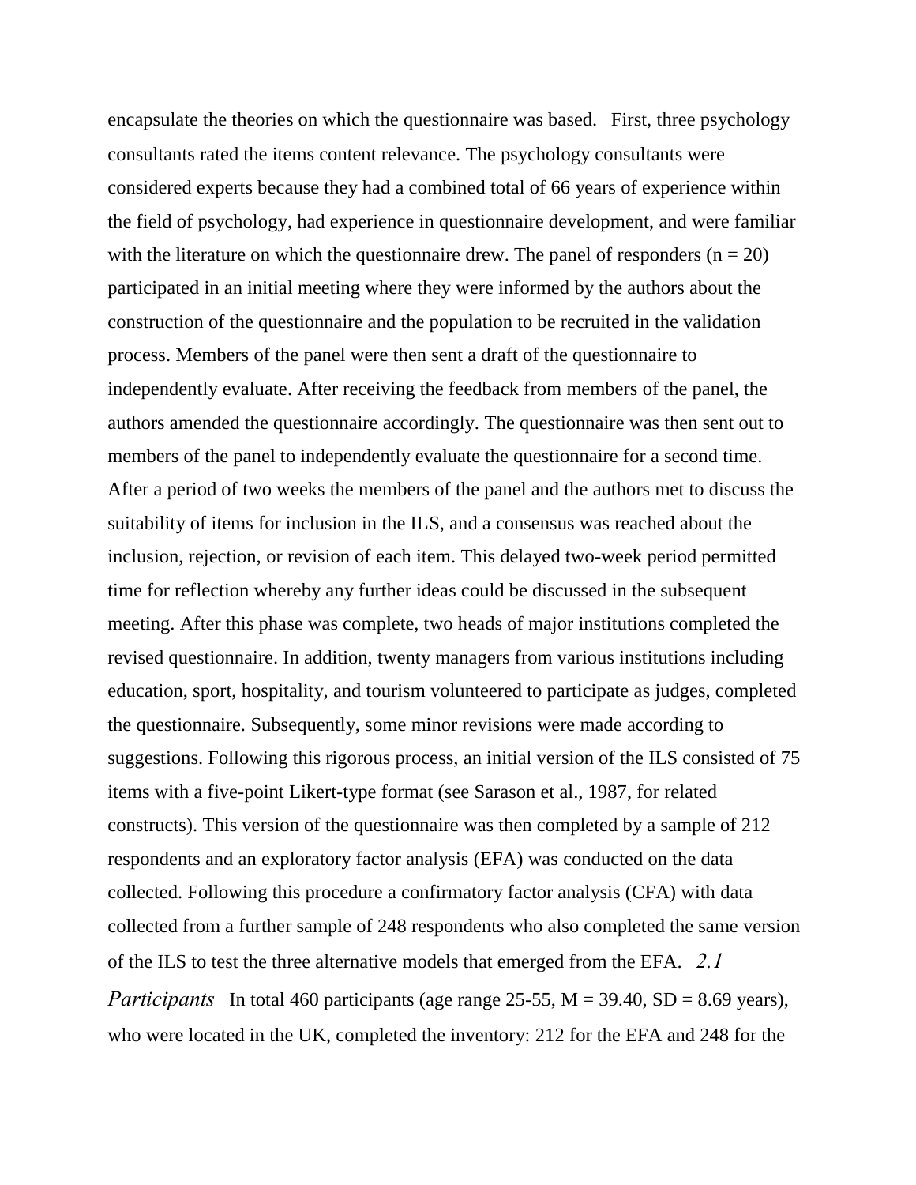encapsulate the theories on which the questionnaire was based. First, three psychology consultants rated the items content relevance. The psychology consultants were considered experts because they had a combined total of 66 years of experience within the field of psychology, had experience in questionnaire development, and were familiar with the literature on which the questionnaire drew. The panel of responders ($n = 20$) participated in an initial meeting where they were informed by the authors about the construction of the questionnaire and the population to be recruited in the validation process. Members of the panel were then sent a draft of the questionnaire to independently evaluate. After receiving the feedback from members of the panel, the authors amended the questionnaire accordingly. The questionnaire was then sent out to members of the panel to independently evaluate the questionnaire for a second time. After a period of two weeks the members of the panel and the authors met to discuss the suitability of items for inclusion in the ILS, and a consensus was reached about the inclusion, rejection, or revision of each item. This delayed two-week period permitted time for reflection whereby any further ideas could be discussed in the subsequent meeting. After this phase was complete, two heads of major institutions completed the revised questionnaire. In addition, twenty managers from various institutions including education, sport, hospitality, and tourism volunteered to participate as judges, completed the questionnaire. Subsequently, some minor revisions were made according to suggestions. Following this rigorous process, an initial version of the ILS consisted of 75 items with a five-point Likert-type format (see Sarason et al., 1987, for related constructs). This version of the questionnaire was then completed by a sample of 212 respondents and an exploratory factor analysis (EFA) was conducted on the data collected. Following this procedure a confirmatory factor analysis (CFA) with data collected from a further sample of 248 respondents who also completed the same version of the ILS to test the three alternative models that emerged from the EFA.

## *2.1 Participants*

In total 460 participants (age range 25-55, $M = 39.40$, $SD = 8.69$ years), who were located in the UK, completed the inventory: 212 for the EFA and 248 for the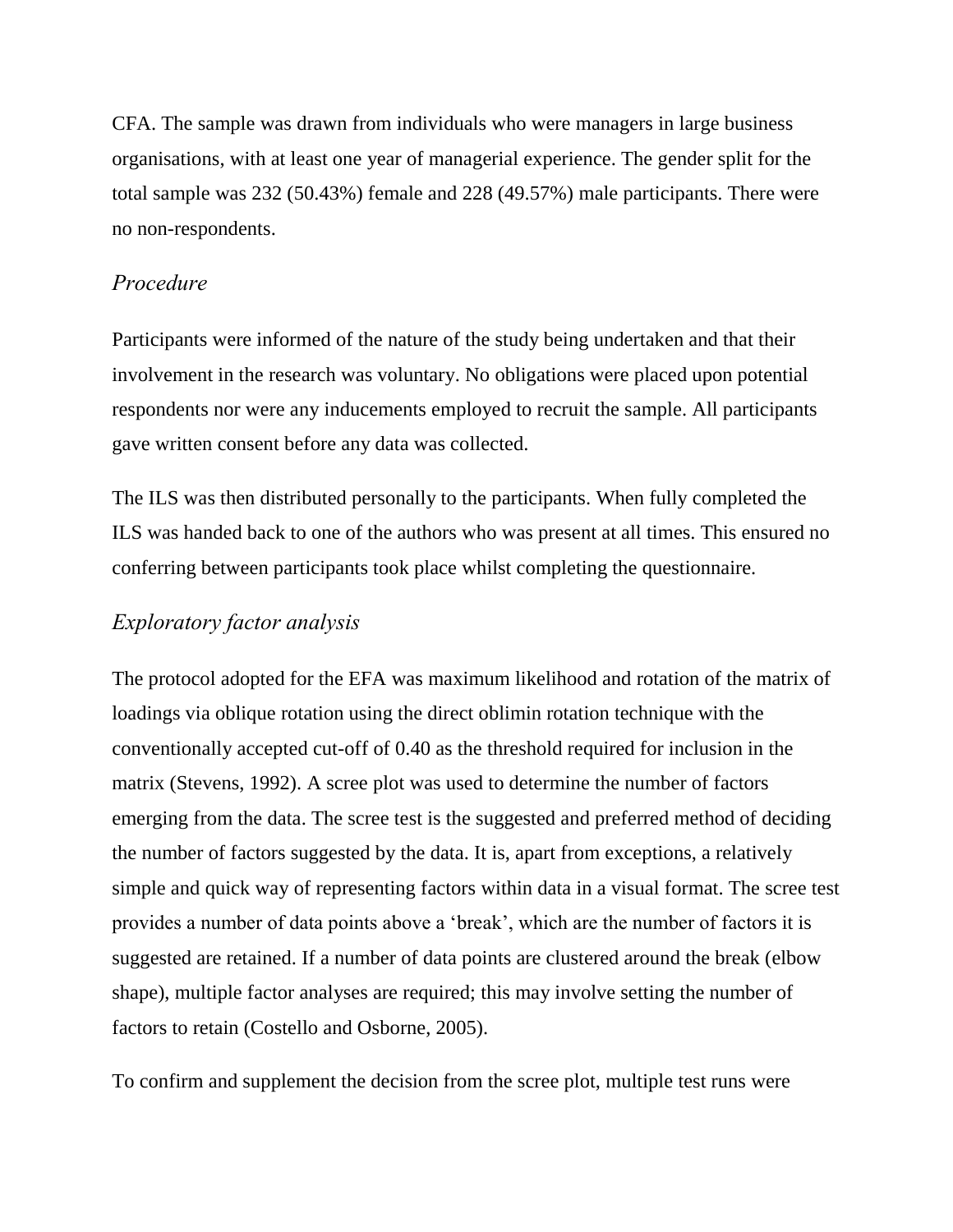CFA. The sample was drawn from individuals who were managers in large business organisations, with at least one year of managerial experience. The gender split for the total sample was 232 (50.43%) female and 228 (49.57%) male participants. There were no non-respondents.

### *Procedure*

Participants were informed of the nature of the study being undertaken and that their involvement in the research was voluntary. No obligations were placed upon potential respondents nor were any inducements employed to recruit the sample. All participants gave written consent before any data was collected.

The ILS was then distributed personally to the participants. When fully completed the ILS was handed back to one of the authors who was present at all times. This ensured no conferring between participants took place whilst completing the questionnaire.

### *Exploratory factor analysis*

The protocol adopted for the EFA was maximum likelihood and rotation of the matrix of loadings via oblique rotation using the direct oblimin rotation technique with the conventionally accepted cut-off of 0.40 as the threshold required for inclusion in the matrix (Stevens, 1992). A scree plot was used to determine the number of factors emerging from the data. The scree test is the suggested and preferred method of deciding the number of factors suggested by the data. It is, apart from exceptions, a relatively simple and quick way of representing factors within data in a visual format. The scree test provides a number of data points above a 'break', which are the number of factors it is suggested are retained. If a number of data points are clustered around the break (elbow shape), multiple factor analyses are required; this may involve setting the number of factors to retain (Costello and Osborne, 2005).

To confirm and supplement the decision from the scree plot, multiple test runs were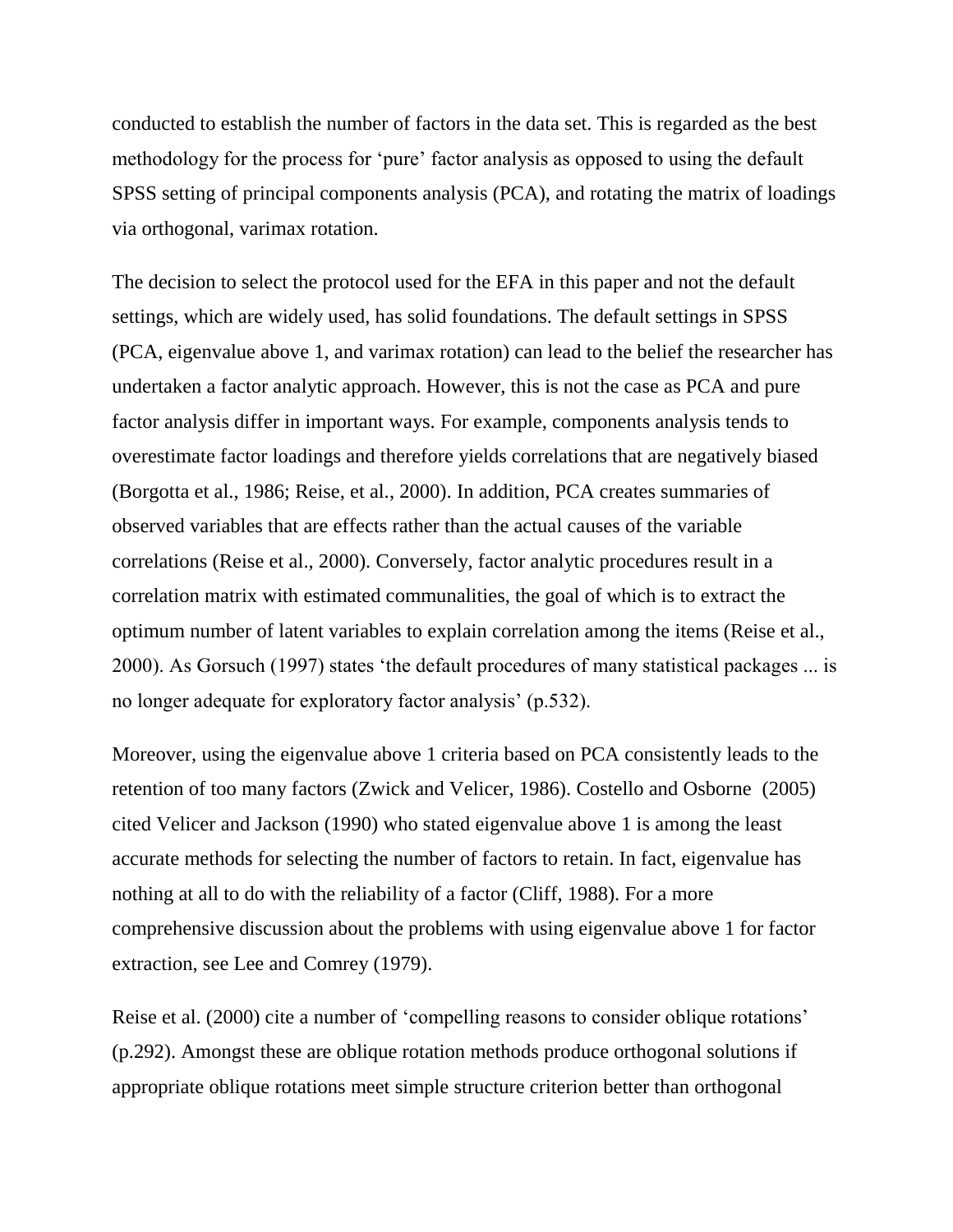conducted to establish the number of factors in the data set. This is regarded as the best methodology for the process for 'pure' factor analysis as opposed to using the default SPSS setting of principal components analysis (PCA), and rotating the matrix of loadings via orthogonal, varimax rotation.

The decision to select the protocol used for the EFA in this paper and not the default settings, which are widely used, has solid foundations. The default settings in SPSS (PCA, eigenvalue above 1, and varimax rotation) can lead to the belief the researcher has undertaken a factor analytic approach. However, this is not the case as PCA and pure factor analysis differ in important ways. For example, components analysis tends to overestimate factor loadings and therefore yields correlations that are negatively biased (Borgotta et al., 1986; Reise, et al., 2000). In addition, PCA creates summaries of observed variables that are effects rather than the actual causes of the variable correlations (Reise et al., 2000). Conversely, factor analytic procedures result in a correlation matrix with estimated communalities, the goal of which is to extract the optimum number of latent variables to explain correlation among the items (Reise et al., 2000). As Gorsuch (1997) states 'the default procedures of many statistical packages ... is no longer adequate for exploratory factor analysis' (p.532).

Moreover, using the eigenvalue above 1 criteria based on PCA consistently leads to the retention of too many factors (Zwick and Velicer, 1986). Costello and Osborne (2005) cited Velicer and Jackson (1990) who stated eigenvalue above 1 is among the least accurate methods for selecting the number of factors to retain. In fact, eigenvalue has nothing at all to do with the reliability of a factor (Cliff, 1988). For a more comprehensive discussion about the problems with using eigenvalue above 1 for factor extraction, see Lee and Comrey (1979).

Reise et al. (2000) cite a number of 'compelling reasons to consider oblique rotations' (p.292). Amongst these are oblique rotation methods produce orthogonal solutions if appropriate oblique rotations meet simple structure criterion better than orthogonal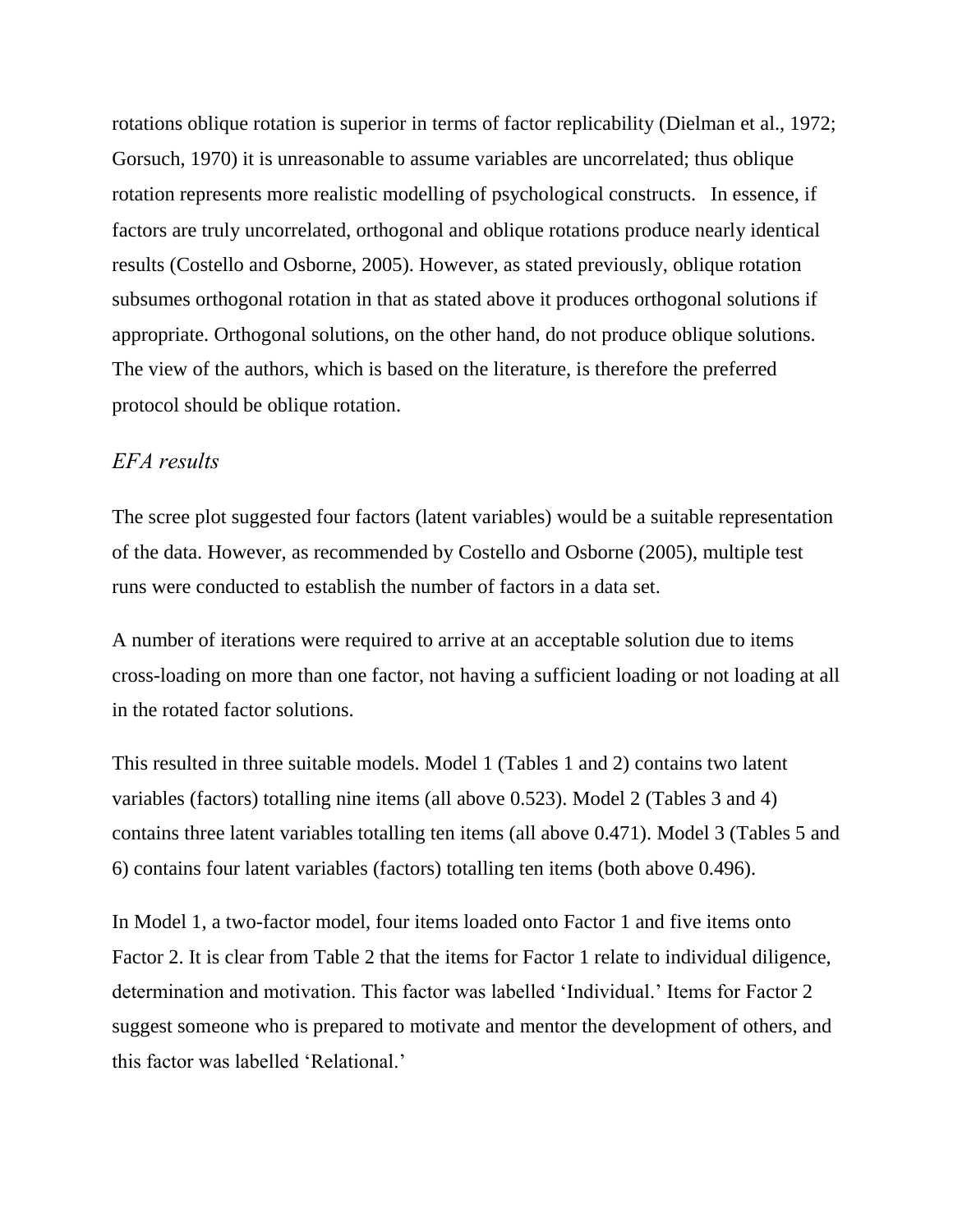rotations oblique rotation is superior in terms of factor replicability (Dielman et al., 1972; Gorsuch, 1970) it is unreasonable to assume variables are uncorrelated; thus oblique rotation represents more realistic modelling of psychological constructs. In essence, if factors are truly uncorrelated, orthogonal and oblique rotations produce nearly identical results (Costello and Osborne, 2005). However, as stated previously, oblique rotation subsumes orthogonal rotation in that as stated above it produces orthogonal solutions if appropriate. Orthogonal solutions, on the other hand, do not produce oblique solutions. The view of the authors, which is based on the literature, is therefore the preferred protocol should be oblique rotation.

### *EFA results*

The scree plot suggested four factors (latent variables) would be a suitable representation of the data. However, as recommended by Costello and Osborne (2005), multiple test runs were conducted to establish the number of factors in a data set.

A number of iterations were required to arrive at an acceptable solution due to items cross-loading on more than one factor, not having a sufficient loading or not loading at all in the rotated factor solutions.

This resulted in three suitable models. Model 1 (Tables 1 and 2) contains two latent variables (factors) totalling nine items (all above 0.523). Model 2 (Tables 3 and 4) contains three latent variables totalling ten items (all above 0.471). Model 3 (Tables 5 and 6) contains four latent variables (factors) totalling ten items (both above 0.496).

In Model 1, a two-factor model, four items loaded onto Factor 1 and five items onto Factor 2. It is clear from Table 2 that the items for Factor 1 relate to individual diligence, determination and motivation. This factor was labelled 'Individual.' Items for Factor 2 suggest someone who is prepared to motivate and mentor the development of others, and this factor was labelled 'Relational.'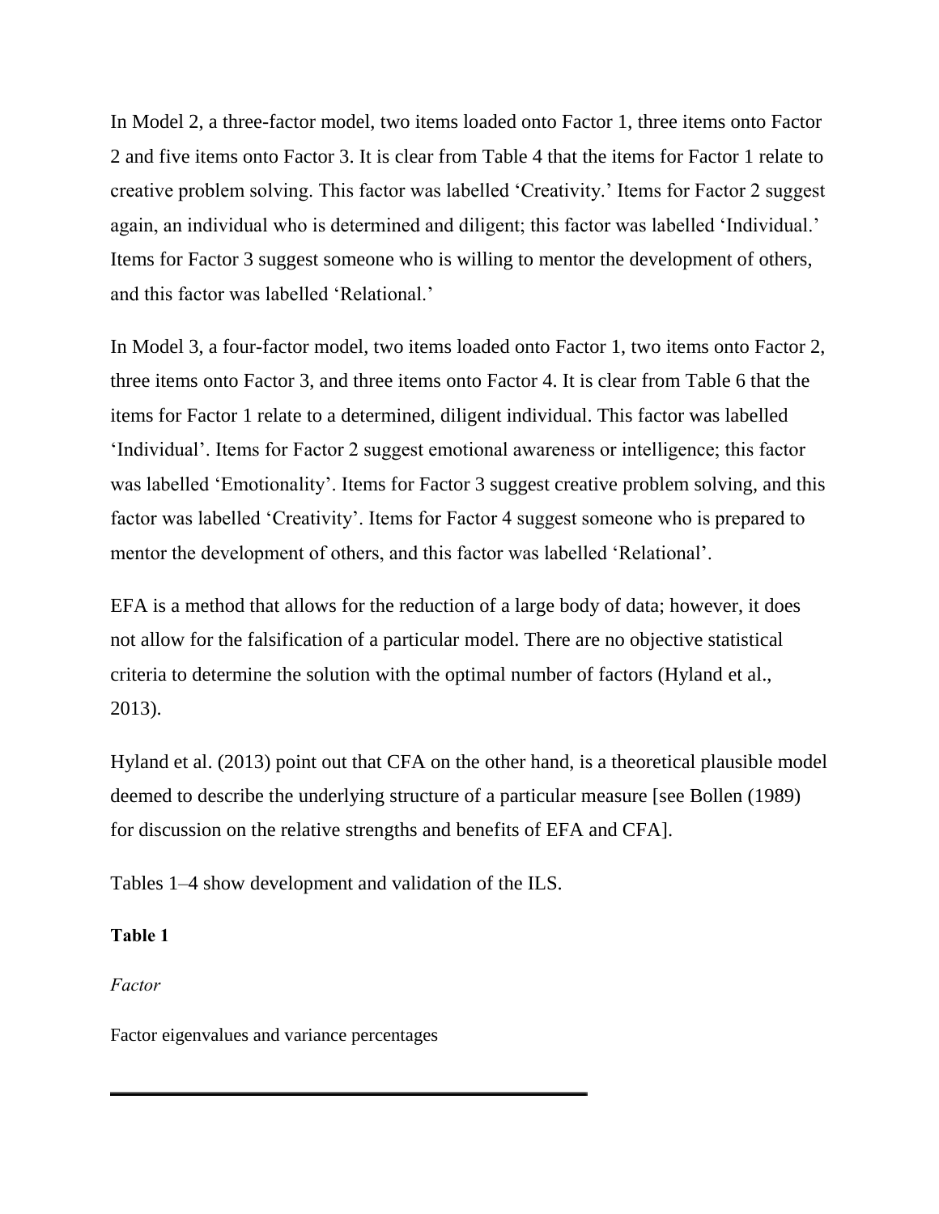In Model 2, a three-factor model, two items loaded onto Factor 1, three items onto Factor 2 and five items onto Factor 3. It is clear from Table 4 that the items for Factor 1 relate to creative problem solving. This factor was labelled 'Creativity.' Items for Factor 2 suggest again, an individual who is determined and diligent; this factor was labelled 'Individual.' Items for Factor 3 suggest someone who is willing to mentor the development of others, and this factor was labelled 'Relational.'

In Model 3, a four-factor model, two items loaded onto Factor 1, two items onto Factor 2, three items onto Factor 3, and three items onto Factor 4. It is clear from Table 6 that the items for Factor 1 relate to a determined, diligent individual. This factor was labelled 'Individual'. Items for Factor 2 suggest emotional awareness or intelligence; this factor was labelled 'Emotionality'. Items for Factor 3 suggest creative problem solving, and this factor was labelled 'Creativity'. Items for Factor 4 suggest someone who is prepared to mentor the development of others, and this factor was labelled 'Relational'.

EFA is a method that allows for the reduction of a large body of data; however, it does not allow for the falsification of a particular model. There are no objective statistical criteria to determine the solution with the optimal number of factors (Hyland et al., 2013).

Hyland et al. (2013) point out that CFA on the other hand, is a theoretical plausible model deemed to describe the underlying structure of a particular measure [see Bollen (1989) for discussion on the relative strengths and benefits of EFA and CFA].

Tables 1–4 show development and validation of the ILS.

**Table 1**

*Factor*

Factor eigenvalues and variance percentages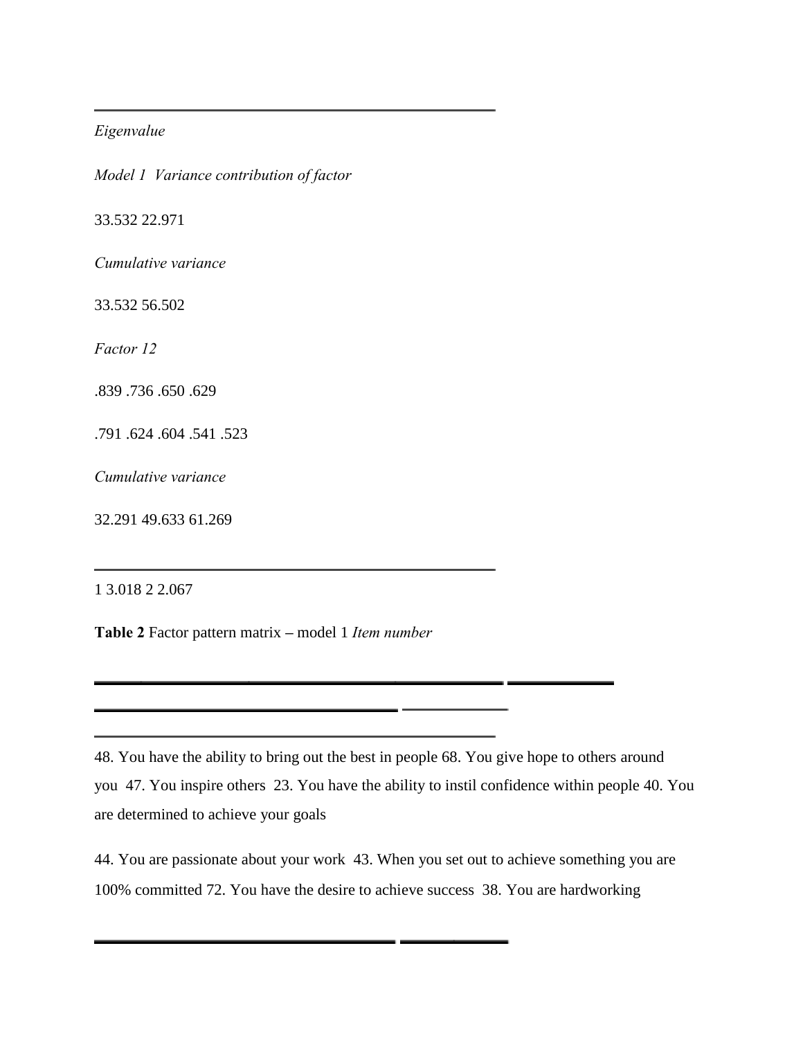*Eigenvalue*

*Model 1 Variance contribution of factor*

33.532 22.971

*Cumulative variance*

33.532 56.502

*Factor 12*

.839 .736 .650 .629

.791 .624 .604 .541 .523

*Cumulative variance*

32.291 49.633 61.269

1 3.018 2 2.067

**Table 2** Factor pattern matrix – model 1 *Item number*

48. You have the ability to bring out the best in people 68. You give hope to others around you 47. You inspire others 23. You have the ability to instil confidence within people 40. You are determined to achieve your goals

44. You are passionate about your work 43. When you set out to achieve something you are 100% committed 72. You have the desire to achieve success 38. You are hardworking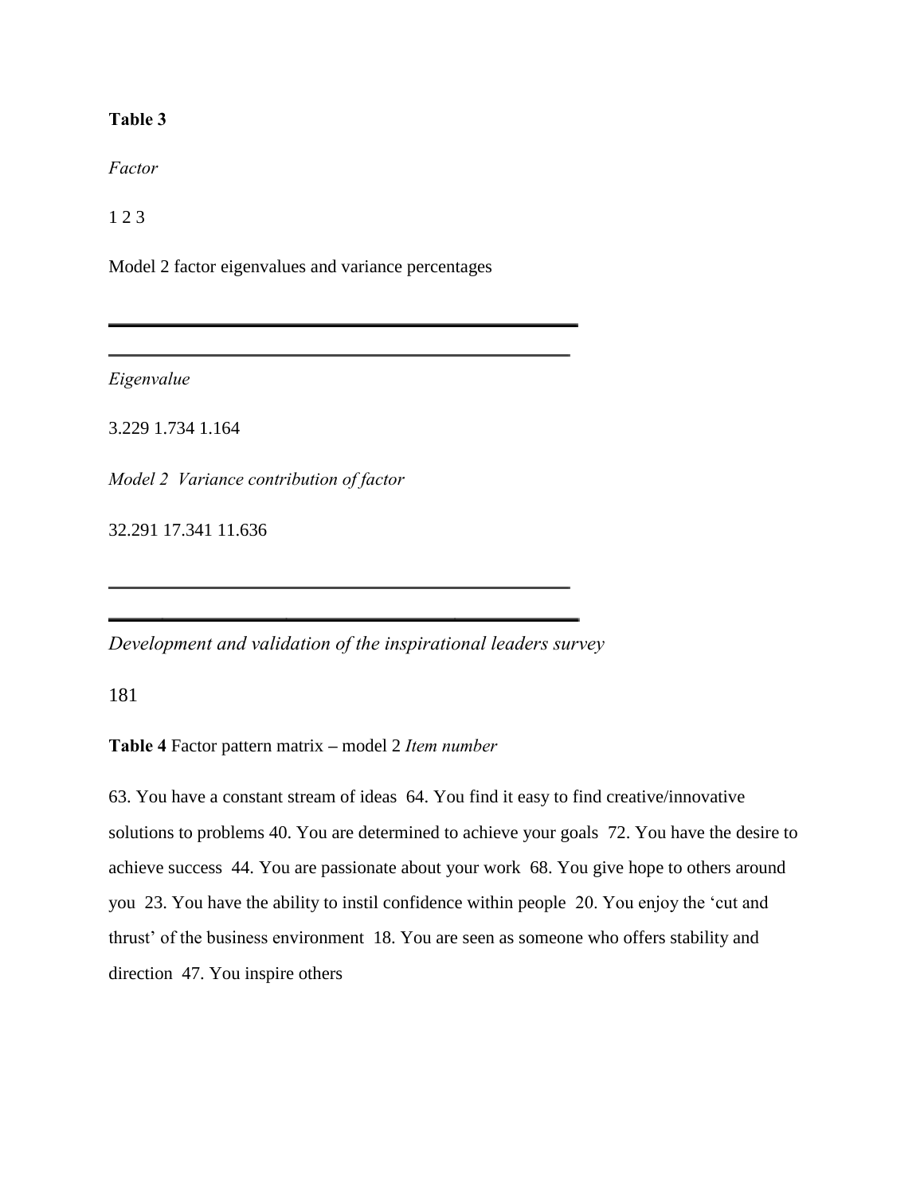**Table 3**

Model 2 factor eigenvalues and variance percentages

| | *Factor* | | |
|---|---|---|---|
| | 1 | 2 | 3 |
| *Eigenvalue* | 3.229 | 1.734 | 1.164 |
| *Model 2 Variance contribution of factor* | 32.291 | 17.341 | 11.636 |

**Table 4** Factor pattern matrix – model 2 *Item number*

63. You have a constant stream of ideas 64. You find it easy to find creative/innovative solutions to problems 40. You are determined to achieve your goals 72. You have the desire to achieve success 44. You are passionate about your work 68. You give hope to others around you 23. You have the ability to instil confidence within people 20. You enjoy the 'cut and thrust' of the business environment 18. You are seen as someone who offers stability and direction 47. You inspire others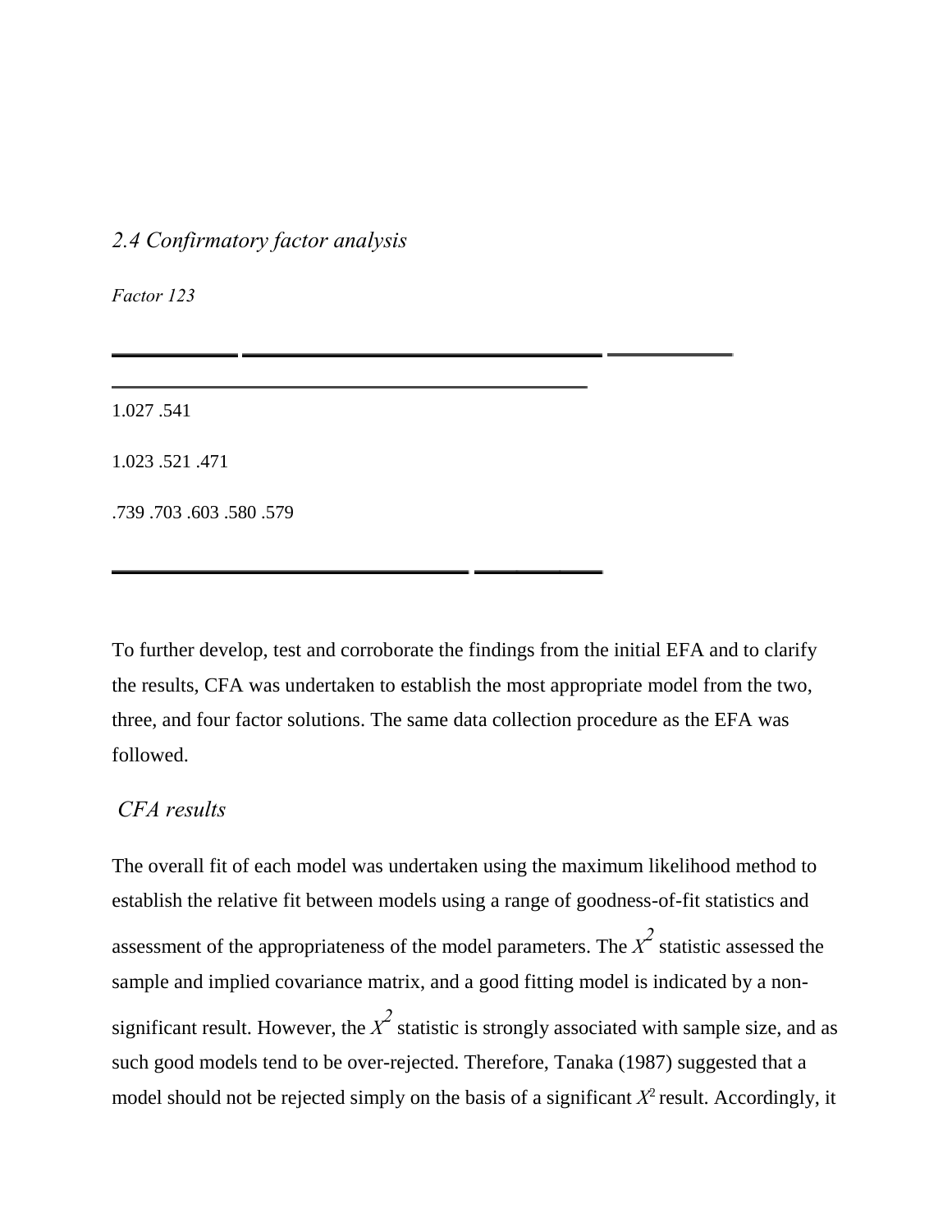## 2.4 Confirmatory factor analysis

*Factor 123*

1.027 .541

1.023 .521 .471

.739 .703 .603 .580 .579

To further develop, test and corroborate the findings from the initial EFA and to clarify the results, CFA was undertaken to establish the most appropriate model from the two, three, and four factor solutions. The same data collection procedure as the EFA was followed.

### CFA results

The overall fit of each model was undertaken using the maximum likelihood method to establish the relative fit between models using a range of goodness-of-fit statistics and assessment of the appropriateness of the model parameters. The $X^2$ statistic assessed the sample and implied covariance matrix, and a good fitting model is indicated by a non-significant result. However, the $X^2$ statistic is strongly associated with sample size, and as such good models tend to be over-rejected. Therefore, Tanaka (1987) suggested that a model should not be rejected simply on the basis of a significant $X^2$ result. Accordingly, it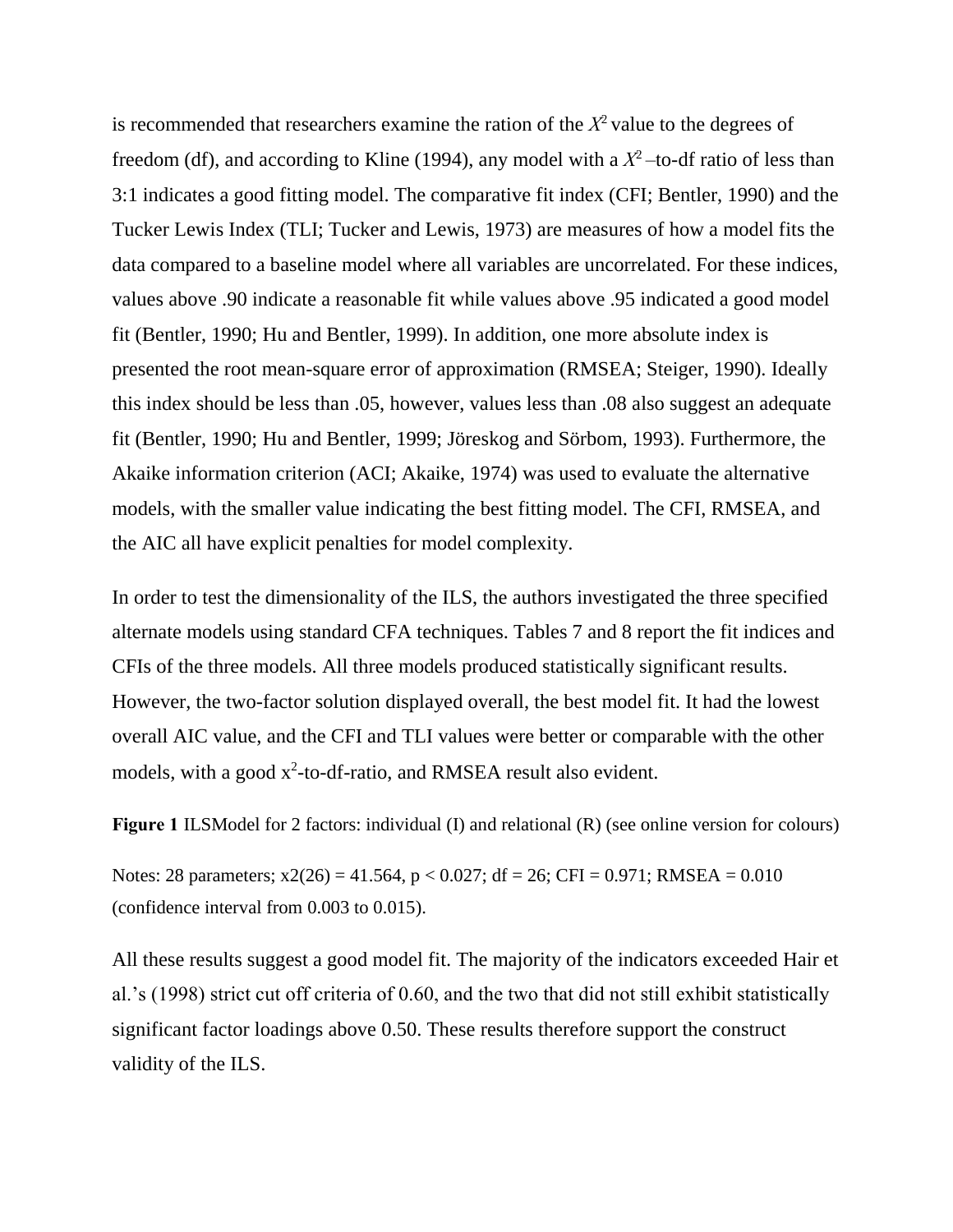is recommended that researchers examine the ration of the $X^2$ value to the degrees of freedom (df), and according to Kline (1994), any model with a $X^2$ –to-df ratio of less than 3:1 indicates a good fitting model. The comparative fit index (CFI; Bentler, 1990) and the Tucker Lewis Index (TLI; Tucker and Lewis, 1973) are measures of how a model fits the data compared to a baseline model where all variables are uncorrelated. For these indices, values above .90 indicate a reasonable fit while values above .95 indicated a good model fit (Bentler, 1990; Hu and Bentler, 1999). In addition, one more absolute index is presented the root mean-square error of approximation (RMSEA; Steiger, 1990). Ideally this index should be less than .05, however, values less than .08 also suggest an adequate fit (Bentler, 1990; Hu and Bentler, 1999; Jöreskog and Sörbom, 1993). Furthermore, the Akaike information criterion (ACI; Akaike, 1974) was used to evaluate the alternative models, with the smaller value indicating the best fitting model. The CFI, RMSEA, and the AIC all have explicit penalties for model complexity.

In order to test the dimensionality of the ILS, the authors investigated the three specified alternate models using standard CFA techniques. Tables 7 and 8 report the fit indices and CFIs of the three models. All three models produced statistically significant results. However, the two-factor solution displayed overall, the best model fit. It had the lowest overall AIC value, and the CFI and TLI values were better or comparable with the other models, with a good $x^2$-to-df-ratio, and RMSEA result also evident.

**Figure 1** ILSModel for 2 factors: individual (I) and relational (R) (see online version for colours)

Notes: 28 parameters; $x2(26) = 41.564$, $p < 0.027$; df = 26; CFI = 0.971; RMSEA = 0.010 (confidence interval from 0.003 to 0.015).

All these results suggest a good model fit. The majority of the indicators exceeded Hair et al.'s (1998) strict cut off criteria of 0.60, and the two that did not still exhibit statistically significant factor loadings above 0.50. These results therefore support the construct validity of the ILS.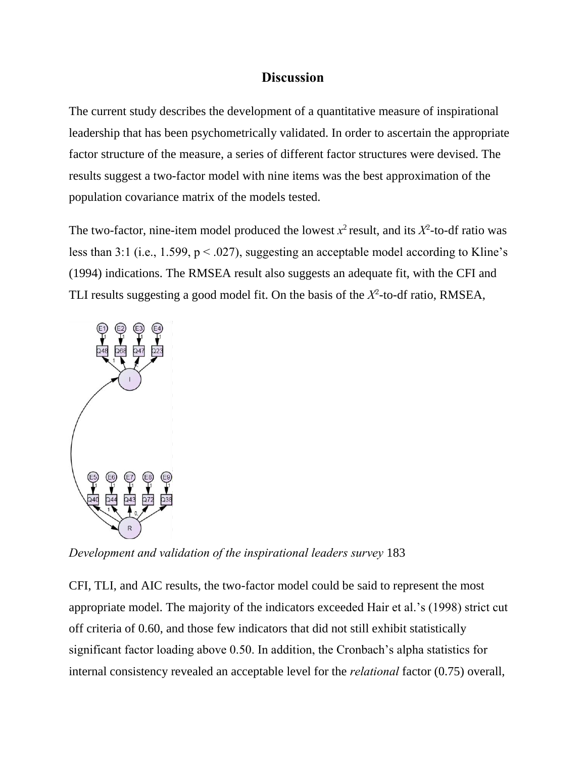## Discussion

The current study describes the development of a quantitative measure of inspirational leadership that has been psychometrically validated. In order to ascertain the appropriate factor structure of the measure, a series of different factor structures were devised. The results suggest a two-factor model with nine items was the best approximation of the population covariance matrix of the models tested.

The two-factor, nine-item model produced the lowest $x^2$ result, and its $X^2$-to-df ratio was less than 3:1 (i.e., 1.599, $p < .027$), suggesting an acceptable model according to Kline's (1994) indications. The RMSEA result also suggests an adequate fit, with the CFI and TLI results suggesting a good model fit. On the basis of the $X^2$-to-df ratio, RMSEA,

*Development and validation of the inspirational leaders survey* 183

CFI, TLI, and AIC results, the two-factor model could be said to represent the most appropriate model. The majority of the indicators exceeded Hair et al.'s (1998) strict cut off criteria of 0.60, and those few indicators that did not still exhibit statistically significant factor loading above 0.50. In addition, the Cronbach's alpha statistics for internal consistency revealed an acceptable level for the *relational* factor (0.75) overall,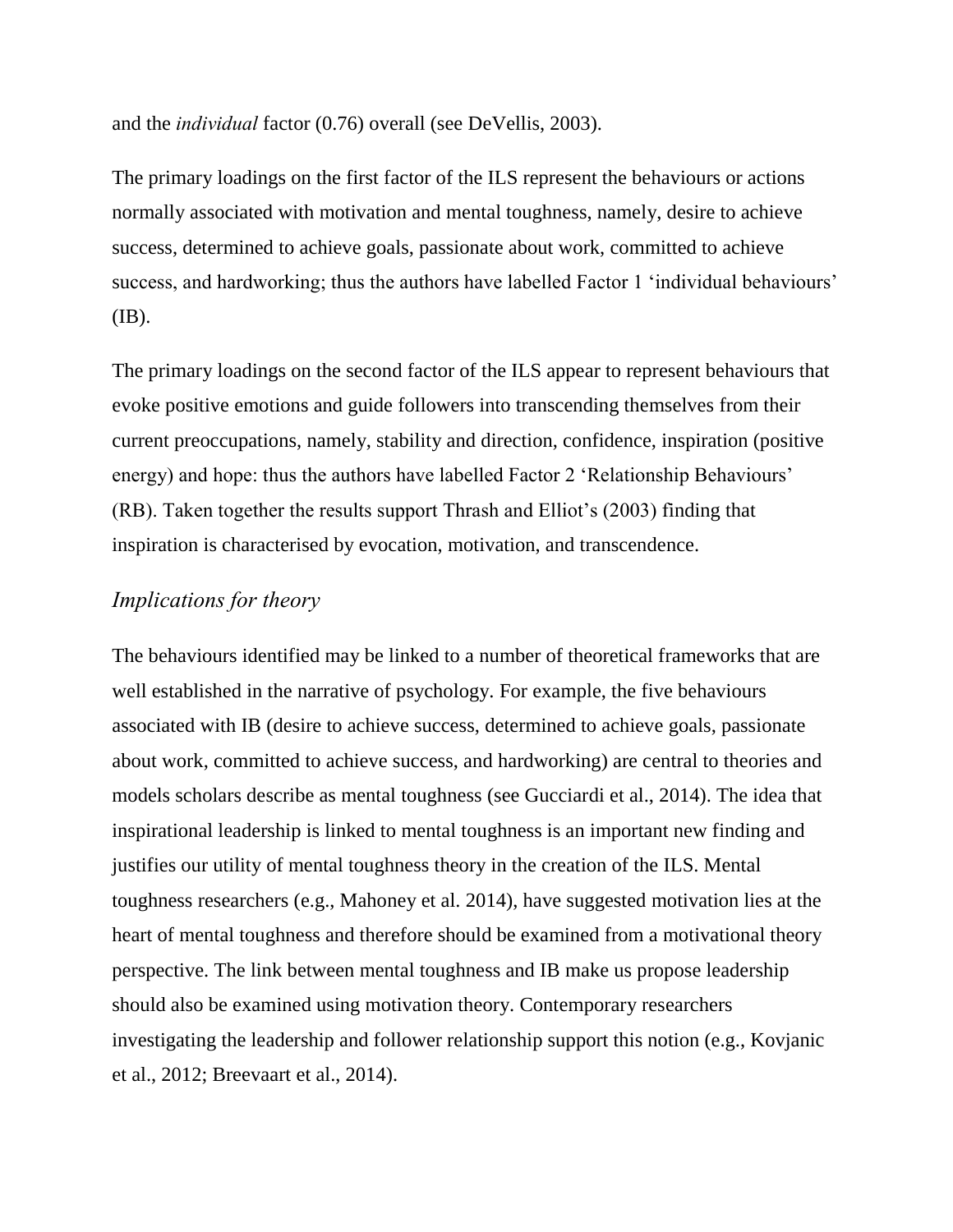and the *individual* factor (0.76) overall (see DeVellis, 2003).

The primary loadings on the first factor of the ILS represent the behaviours or actions normally associated with motivation and mental toughness, namely, desire to achieve success, determined to achieve goals, passionate about work, committed to achieve success, and hardworking; thus the authors have labelled Factor 1 'individual behaviours' (IB).

The primary loadings on the second factor of the ILS appear to represent behaviours that evoke positive emotions and guide followers into transcending themselves from their current preoccupations, namely, stability and direction, confidence, inspiration (positive energy) and hope: thus the authors have labelled Factor 2 'Relationship Behaviours' (RB). Taken together the results support Thrash and Elliot's (2003) finding that inspiration is characterised by evocation, motivation, and transcendence.

### *Implications for theory*

The behaviours identified may be linked to a number of theoretical frameworks that are well established in the narrative of psychology. For example, the five behaviours associated with IB (desire to achieve success, determined to achieve goals, passionate about work, committed to achieve success, and hardworking) are central to theories and models scholars describe as mental toughness (see Gucciardi et al., 2014). The idea that inspirational leadership is linked to mental toughness is an important new finding and justifies our utility of mental toughness theory in the creation of the ILS. Mental toughness researchers (e.g., Mahoney et al. 2014), have suggested motivation lies at the heart of mental toughness and therefore should be examined from a motivational theory perspective. The link between mental toughness and IB make us propose leadership should also be examined using motivation theory. Contemporary researchers investigating the leadership and follower relationship support this notion (e.g., Kovjanic et al., 2012; Breevaart et al., 2014).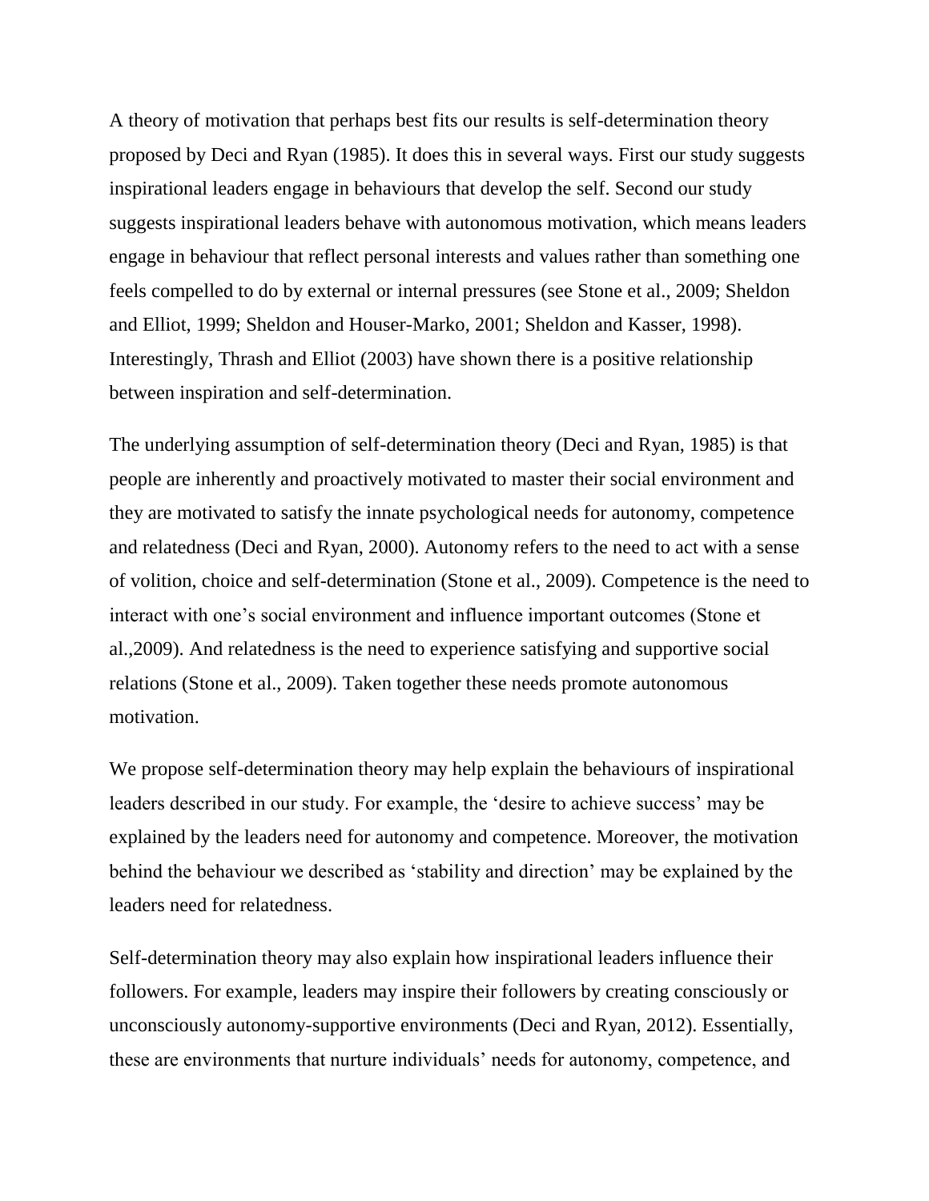A theory of motivation that perhaps best fits our results is self-determination theory proposed by Deci and Ryan (1985). It does this in several ways. First our study suggests inspirational leaders engage in behaviours that develop the self. Second our study suggests inspirational leaders behave with autonomous motivation, which means leaders engage in behaviour that reflect personal interests and values rather than something one feels compelled to do by external or internal pressures (see Stone et al., 2009; Sheldon and Elliot, 1999; Sheldon and Houser-Marko, 2001; Sheldon and Kasser, 1998). Interestingly, Thrash and Elliot (2003) have shown there is a positive relationship between inspiration and self-determination.

The underlying assumption of self-determination theory (Deci and Ryan, 1985) is that people are inherently and proactively motivated to master their social environment and they are motivated to satisfy the innate psychological needs for autonomy, competence and relatedness (Deci and Ryan, 2000). Autonomy refers to the need to act with a sense of volition, choice and self-determination (Stone et al., 2009). Competence is the need to interact with one's social environment and influence important outcomes (Stone et al.,2009). And relatedness is the need to experience satisfying and supportive social relations (Stone et al., 2009). Taken together these needs promote autonomous motivation.

We propose self-determination theory may help explain the behaviours of inspirational leaders described in our study. For example, the 'desire to achieve success' may be explained by the leaders need for autonomy and competence. Moreover, the motivation behind the behaviour we described as 'stability and direction' may be explained by the leaders need for relatedness.

Self-determination theory may also explain how inspirational leaders influence their followers. For example, leaders may inspire their followers by creating consciously or unconsciously autonomy-supportive environments (Deci and Ryan, 2012). Essentially, these are environments that nurture individuals' needs for autonomy, competence, and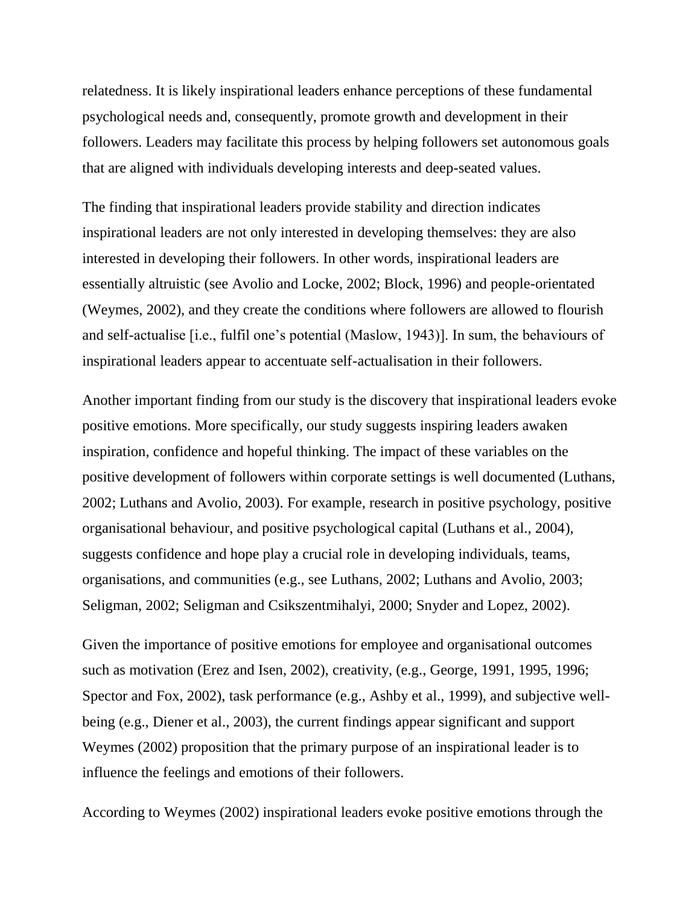relatedness. It is likely inspirational leaders enhance perceptions of these fundamental psychological needs and, consequently, promote growth and development in their followers. Leaders may facilitate this process by helping followers set autonomous goals that are aligned with individuals developing interests and deep-seated values.

The finding that inspirational leaders provide stability and direction indicates inspirational leaders are not only interested in developing themselves: they are also interested in developing their followers. In other words, inspirational leaders are essentially altruistic (see Avolio and Locke, 2002; Block, 1996) and people-orientated (Weymes, 2002), and they create the conditions where followers are allowed to flourish and self-actualise [i.e., fulfil one's potential (Maslow, 1943)]. In sum, the behaviours of inspirational leaders appear to accentuate self-actualisation in their followers.

Another important finding from our study is the discovery that inspirational leaders evoke positive emotions. More specifically, our study suggests inspiring leaders awaken inspiration, confidence and hopeful thinking. The impact of these variables on the positive development of followers within corporate settings is well documented (Luthans, 2002; Luthans and Avolio, 2003). For example, research in positive psychology, positive organisational behaviour, and positive psychological capital (Luthans et al., 2004), suggests confidence and hope play a crucial role in developing individuals, teams, organisations, and communities (e.g., see Luthans, 2002; Luthans and Avolio, 2003; Seligman, 2002; Seligman and Csikszentmihalyi, 2000; Snyder and Lopez, 2002).

Given the importance of positive emotions for employee and organisational outcomes such as motivation (Erez and Isen, 2002), creativity, (e.g., George, 1991, 1995, 1996; Spector and Fox, 2002), task performance (e.g., Ashby et al., 1999), and subjective well-being (e.g., Diener et al., 2003), the current findings appear significant and support Weymes (2002) proposition that the primary purpose of an inspirational leader is to influence the feelings and emotions of their followers.

According to Weymes (2002) inspirational leaders evoke positive emotions through the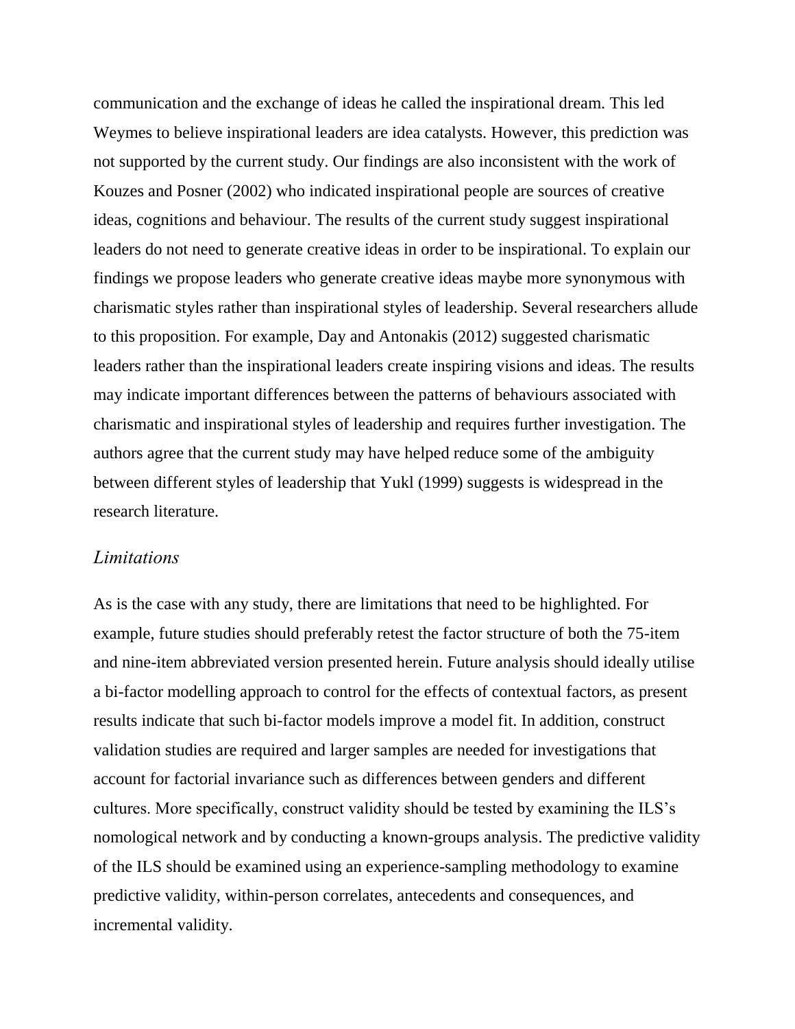communication and the exchange of ideas he called the inspirational dream. This led Weymes to believe inspirational leaders are idea catalysts. However, this prediction was not supported by the current study. Our findings are also inconsistent with the work of Kouzes and Posner (2002) who indicated inspirational people are sources of creative ideas, cognitions and behaviour. The results of the current study suggest inspirational leaders do not need to generate creative ideas in order to be inspirational. To explain our findings we propose leaders who generate creative ideas maybe more synonymous with charismatic styles rather than inspirational styles of leadership. Several researchers allude to this proposition. For example, Day and Antonakis (2012) suggested charismatic leaders rather than the inspirational leaders create inspiring visions and ideas. The results may indicate important differences between the patterns of behaviours associated with charismatic and inspirational styles of leadership and requires further investigation. The authors agree that the current study may have helped reduce some of the ambiguity between different styles of leadership that Yukl (1999) suggests is widespread in the research literature.

### *Limitations*

As is the case with any study, there are limitations that need to be highlighted. For example, future studies should preferably retest the factor structure of both the 75-item and nine-item abbreviated version presented herein. Future analysis should ideally utilise a bi-factor modelling approach to control for the effects of contextual factors, as present results indicate that such bi-factor models improve a model fit. In addition, construct validation studies are required and larger samples are needed for investigations that account for factorial invariance such as differences between genders and different cultures. More specifically, construct validity should be tested by examining the ILS's nomological network and by conducting a known-groups analysis. The predictive validity of the ILS should be examined using an experience-sampling methodology to examine predictive validity, within-person correlates, antecedents and consequences, and incremental validity.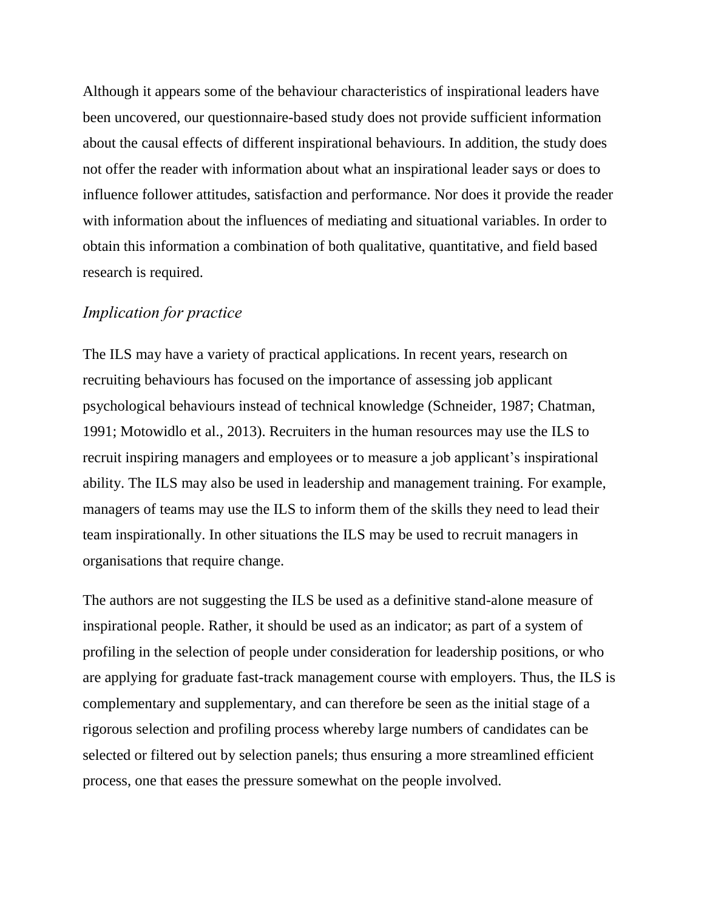Although it appears some of the behaviour characteristics of inspirational leaders have been uncovered, our questionnaire-based study does not provide sufficient information about the causal effects of different inspirational behaviours. In addition, the study does not offer the reader with information about what an inspirational leader says or does to influence follower attitudes, satisfaction and performance. Nor does it provide the reader with information about the influences of mediating and situational variables. In order to obtain this information a combination of both qualitative, quantitative, and field based research is required.

### *Implication for practice*

The ILS may have a variety of practical applications. In recent years, research on recruiting behaviours has focused on the importance of assessing job applicant psychological behaviours instead of technical knowledge (Schneider, 1987; Chatman, 1991; Motowidlo et al., 2013). Recruiters in the human resources may use the ILS to recruit inspiring managers and employees or to measure a job applicant's inspirational ability. The ILS may also be used in leadership and management training. For example, managers of teams may use the ILS to inform them of the skills they need to lead their team inspirationally. In other situations the ILS may be used to recruit managers in organisations that require change.

The authors are not suggesting the ILS be used as a definitive stand-alone measure of inspirational people. Rather, it should be used as an indicator; as part of a system of profiling in the selection of people under consideration for leadership positions, or who are applying for graduate fast-track management course with employers. Thus, the ILS is complementary and supplementary, and can therefore be seen as the initial stage of a rigorous selection and profiling process whereby large numbers of candidates can be selected or filtered out by selection panels; thus ensuring a more streamlined efficient process, one that eases the pressure somewhat on the people involved.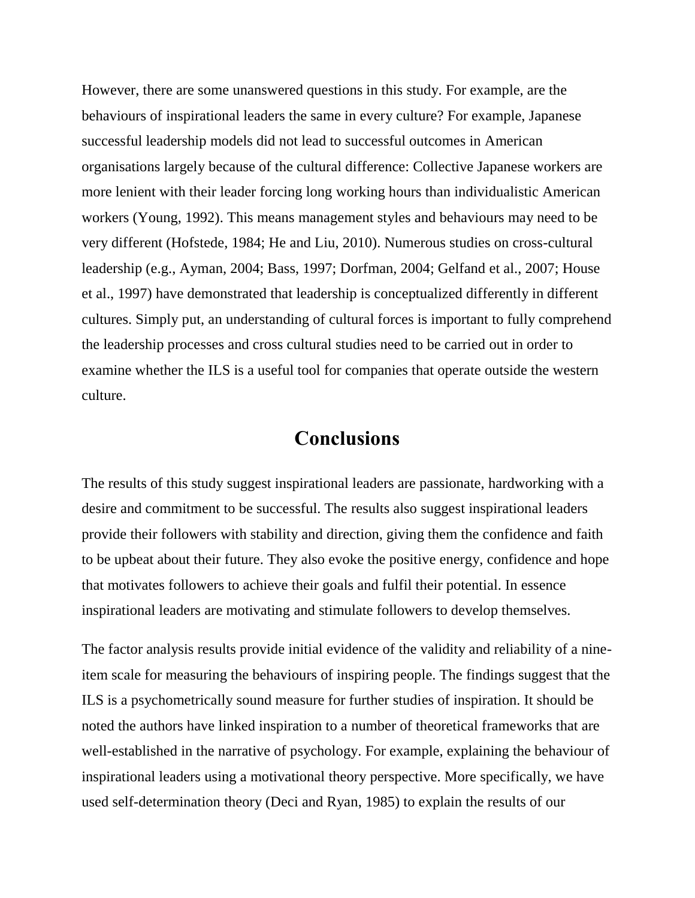However, there are some unanswered questions in this study. For example, are the behaviours of inspirational leaders the same in every culture? For example, Japanese successful leadership models did not lead to successful outcomes in American organisations largely because of the cultural difference: Collective Japanese workers are more lenient with their leader forcing long working hours than individualistic American workers (Young, 1992). This means management styles and behaviours may need to be very different (Hofstede, 1984; He and Liu, 2010). Numerous studies on cross-cultural leadership (e.g., Ayman, 2004; Bass, 1997; Dorfman, 2004; Gelfand et al., 2007; House et al., 1997) have demonstrated that leadership is conceptualized differently in different cultures. Simply put, an understanding of cultural forces is important to fully comprehend the leadership processes and cross cultural studies need to be carried out in order to examine whether the ILS is a useful tool for companies that operate outside the western culture.

## Conclusions

The results of this study suggest inspirational leaders are passionate, hardworking with a desire and commitment to be successful. The results also suggest inspirational leaders provide their followers with stability and direction, giving them the confidence and faith to be upbeat about their future. They also evoke the positive energy, confidence and hope that motivates followers to achieve their goals and fulfil their potential. In essence inspirational leaders are motivating and stimulate followers to develop themselves.

The factor analysis results provide initial evidence of the validity and reliability of a nine-item scale for measuring the behaviours of inspiring people. The findings suggest that the ILS is a psychometrically sound measure for further studies of inspiration. It should be noted the authors have linked inspiration to a number of theoretical frameworks that are well-established in the narrative of psychology. For example, explaining the behaviour of inspirational leaders using a motivational theory perspective. More specifically, we have used self-determination theory (Deci and Ryan, 1985) to explain the results of our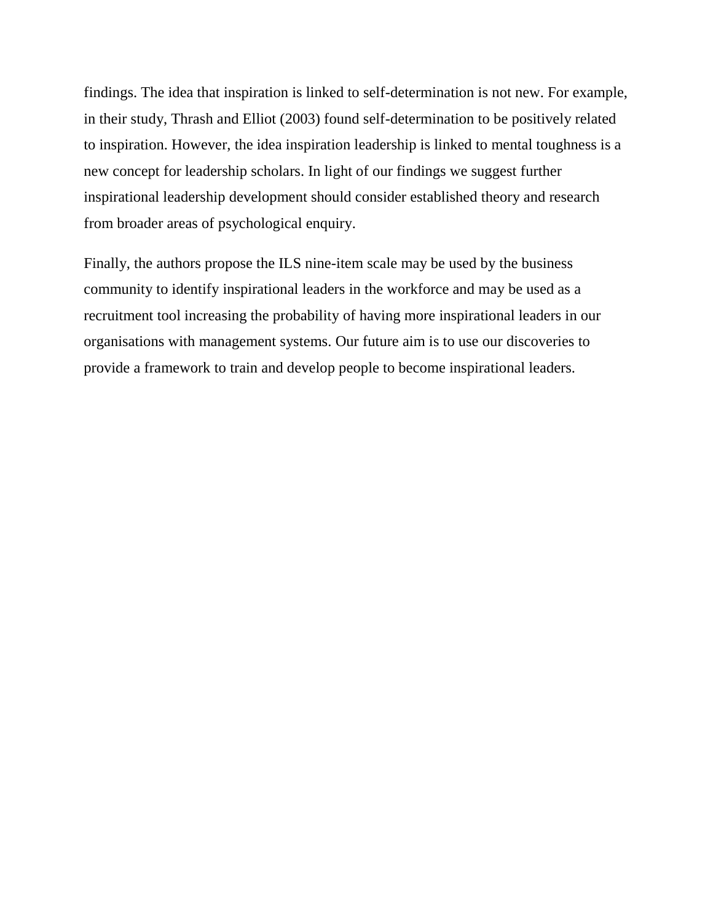findings. The idea that inspiration is linked to self-determination is not new. For example, in their study, Thrash and Elliot (2003) found self-determination to be positively related to inspiration. However, the idea inspiration leadership is linked to mental toughness is a new concept for leadership scholars. In light of our findings we suggest further inspirational leadership development should consider established theory and research from broader areas of psychological enquiry.

Finally, the authors propose the ILS nine-item scale may be used by the business community to identify inspirational leaders in the workforce and may be used as a recruitment tool increasing the probability of having more inspirational leaders in our organisations with management systems. Our future aim is to use our discoveries to provide a framework to train and develop people to become inspirational leaders.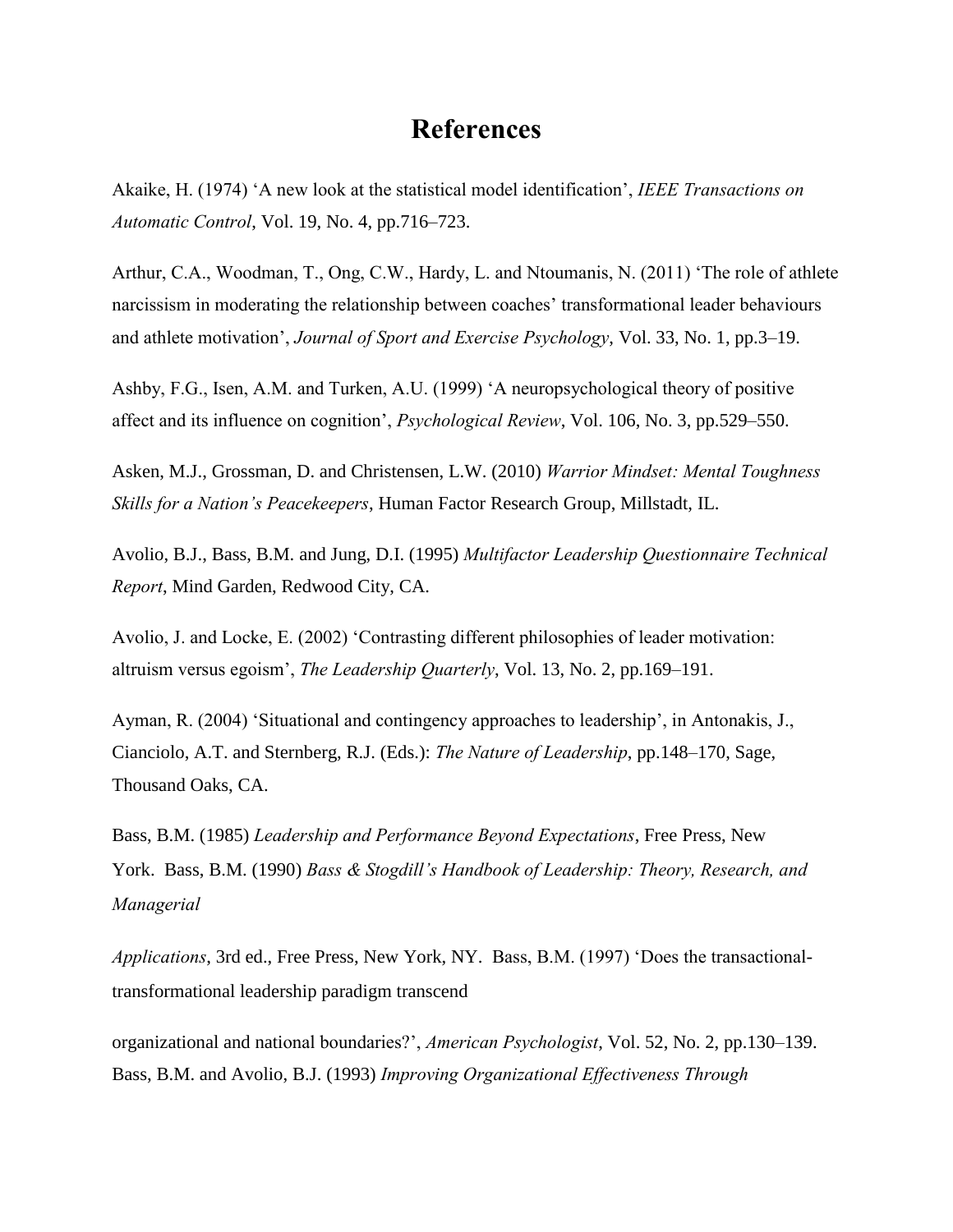# References

Akaike, H. (1974) 'A new look at the statistical model identification', *IEEE Transactions on Automatic Control*, Vol. 19, No. 4, pp.716–723.

Arthur, C.A., Woodman, T., Ong, C.W., Hardy, L. and Ntoumanis, N. (2011) 'The role of athlete narcissism in moderating the relationship between coaches' transformational leader behaviours and athlete motivation', *Journal of Sport and Exercise Psychology*, Vol. 33, No. 1, pp.3–19.

Ashby, F.G., Isen, A.M. and Turken, A.U. (1999) 'A neuropsychological theory of positive affect and its influence on cognition', *Psychological Review*, Vol. 106, No. 3, pp.529–550.

Asken, M.J., Grossman, D. and Christensen, L.W. (2010) *Warrior Mindset: Mental Toughness Skills for a Nation's Peacekeepers*, Human Factor Research Group, Millstadt, IL.

Avolio, B.J., Bass, B.M. and Jung, D.I. (1995) *Multifactor Leadership Questionnaire Technical Report*, Mind Garden, Redwood City, CA.

Avolio, J. and Locke, E. (2002) 'Contrasting different philosophies of leader motivation: altruism versus egoism', *The Leadership Quarterly*, Vol. 13, No. 2, pp.169–191.

Ayman, R. (2004) 'Situational and contingency approaches to leadership', in Antonakis, J., Cianciolo, A.T. and Sternberg, R.J. (Eds.): *The Nature of Leadership*, pp.148–170, Sage, Thousand Oaks, CA.

Bass, B.M. (1985) *Leadership and Performance Beyond Expectations*, Free Press, New York.

Bass, B.M. (1990) *Bass & Stogdill's Handbook of Leadership: Theory, Research, and Managerial Applications*, 3rd ed., Free Press, New York, NY.

Bass, B.M. (1997) 'Does the transactional-transformational leadership paradigm transcend organizational and national boundaries?', *American Psychologist*, Vol. 52, No. 2, pp.130–139.

Bass, B.M. and Avolio, B.J. (1993) *Improving Organizational Effectiveness Through*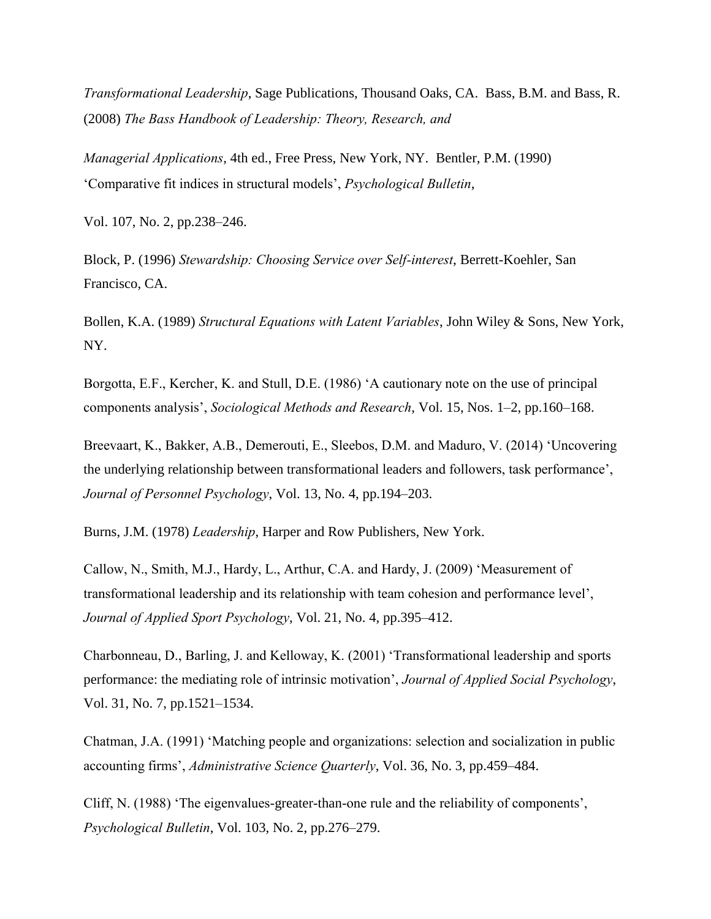*Transformational Leadership*, Sage Publications, Thousand Oaks, CA. Bass, B.M. and Bass, R. (2008) *The Bass Handbook of Leadership: Theory, Research, and Managerial Applications*, 4th ed., Free Press, New York, NY. Bentler, P.M. (1990) 'Comparative fit indices in structural models', *Psychological Bulletin*, Vol. 107, No. 2, pp.238–246.

Block, P. (1996) *Stewardship: Choosing Service over Self-interest*, Berrett-Koehler, San Francisco, CA.

Bollen, K.A. (1989) *Structural Equations with Latent Variables*, John Wiley & Sons, New York, NY.

Borgotta, E.F., Kercher, K. and Stull, D.E. (1986) 'A cautionary note on the use of principal components analysis', *Sociological Methods and Research*, Vol. 15, Nos. 1–2, pp.160–168.

Breevaart, K., Bakker, A.B., Demerouti, E., Sleebos, D.M. and Maduro, V. (2014) 'Uncovering the underlying relationship between transformational leaders and followers, task performance', *Journal of Personnel Psychology*, Vol. 13, No. 4, pp.194–203.

Burns, J.M. (1978) *Leadership*, Harper and Row Publishers, New York.

Callow, N., Smith, M.J., Hardy, L., Arthur, C.A. and Hardy, J. (2009) 'Measurement of transformational leadership and its relationship with team cohesion and performance level', *Journal of Applied Sport Psychology*, Vol. 21, No. 4, pp.395–412.

Charbonneau, D., Barling, J. and Kelloway, K. (2001) 'Transformational leadership and sports performance: the mediating role of intrinsic motivation', *Journal of Applied Social Psychology*, Vol. 31, No. 7, pp.1521–1534.

Chatman, J.A. (1991) 'Matching people and organizations: selection and socialization in public accounting firms', *Administrative Science Quarterly*, Vol. 36, No. 3, pp.459–484.

Cliff, N. (1988) 'The eigenvalues-greater-than-one rule and the reliability of components', *Psychological Bulletin*, Vol. 103, No. 2, pp.276–279.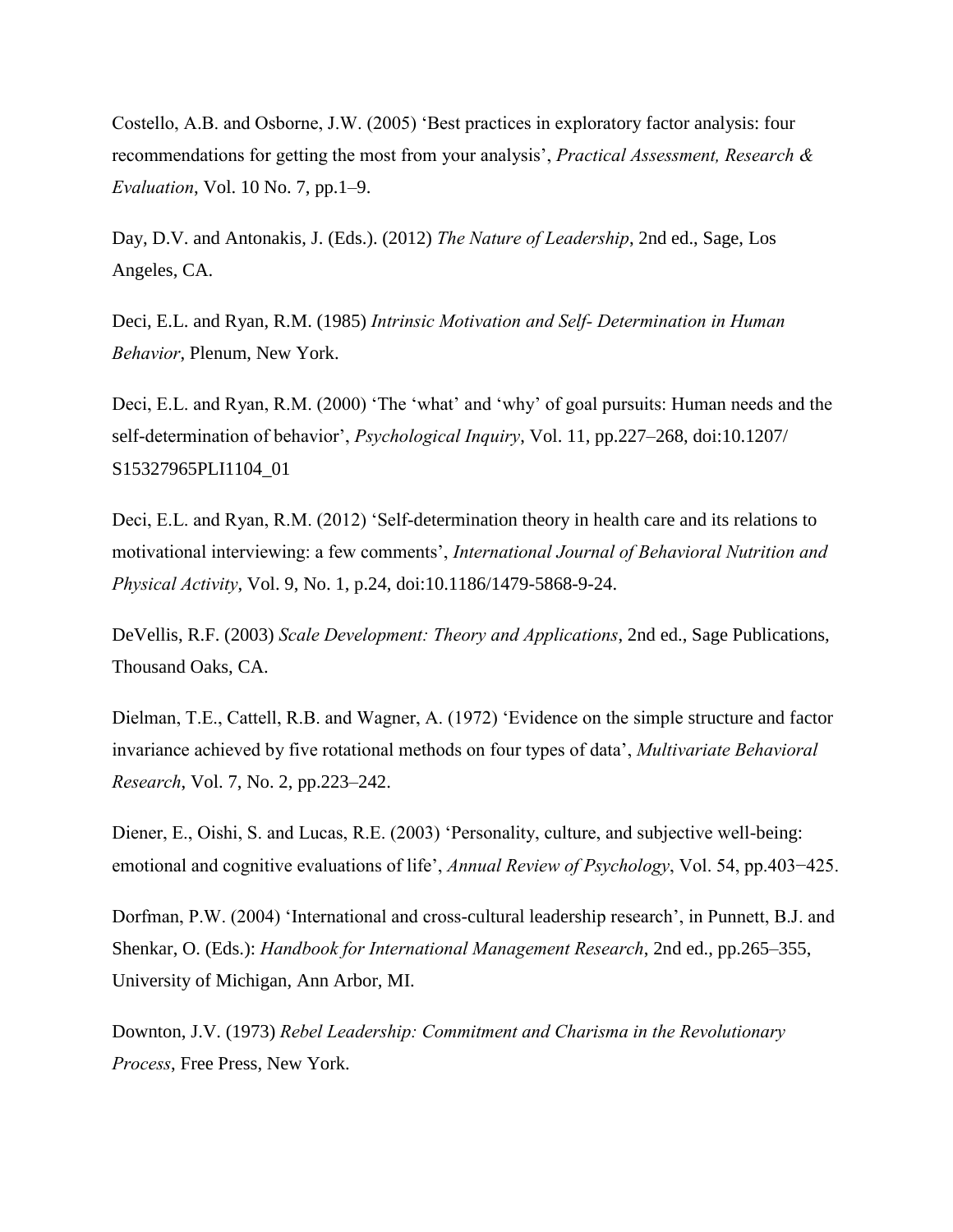Costello, A.B. and Osborne, J.W. (2005) 'Best practices in exploratory factor analysis: four recommendations for getting the most from your analysis', *Practical Assessment, Research & Evaluation*, Vol. 10 No. 7, pp.1–9.

Day, D.V. and Antonakis, J. (Eds.). (2012) *The Nature of Leadership*, 2nd ed., Sage, Los Angeles, CA.

Deci, E.L. and Ryan, R.M. (1985) *Intrinsic Motivation and Self- Determination in Human Behavior*, Plenum, New York.

Deci, E.L. and Ryan, R.M. (2000) 'The 'what' and 'why' of goal pursuits: Human needs and the self-determination of behavior', *Psychological Inquiry*, Vol. 11, pp.227–268, doi:10.1207/S15327965PLI1104_01

Deci, E.L. and Ryan, R.M. (2012) 'Self-determination theory in health care and its relations to motivational interviewing: a few comments', *International Journal of Behavioral Nutrition and Physical Activity*, Vol. 9, No. 1, p.24, doi:10.1186/1479-5868-9-24.

DeVellis, R.F. (2003) *Scale Development: Theory and Applications*, 2nd ed., Sage Publications, Thousand Oaks, CA.

Dielman, T.E., Cattell, R.B. and Wagner, A. (1972) 'Evidence on the simple structure and factor invariance achieved by five rotational methods on four types of data', *Multivariate Behavioral Research*, Vol. 7, No. 2, pp.223–242.

Diener, E., Oishi, S. and Lucas, R.E. (2003) 'Personality, culture, and subjective well-being: emotional and cognitive evaluations of life', *Annual Review of Psychology*, Vol. 54, pp.403−425.

Dorfman, P.W. (2004) 'International and cross-cultural leadership research', in Punnett, B.J. and Shenkar, O. (Eds.): *Handbook for International Management Research*, 2nd ed., pp.265–355, University of Michigan, Ann Arbor, MI.

Downton, J.V. (1973) *Rebel Leadership: Commitment and Charisma in the Revolutionary Process*, Free Press, New York.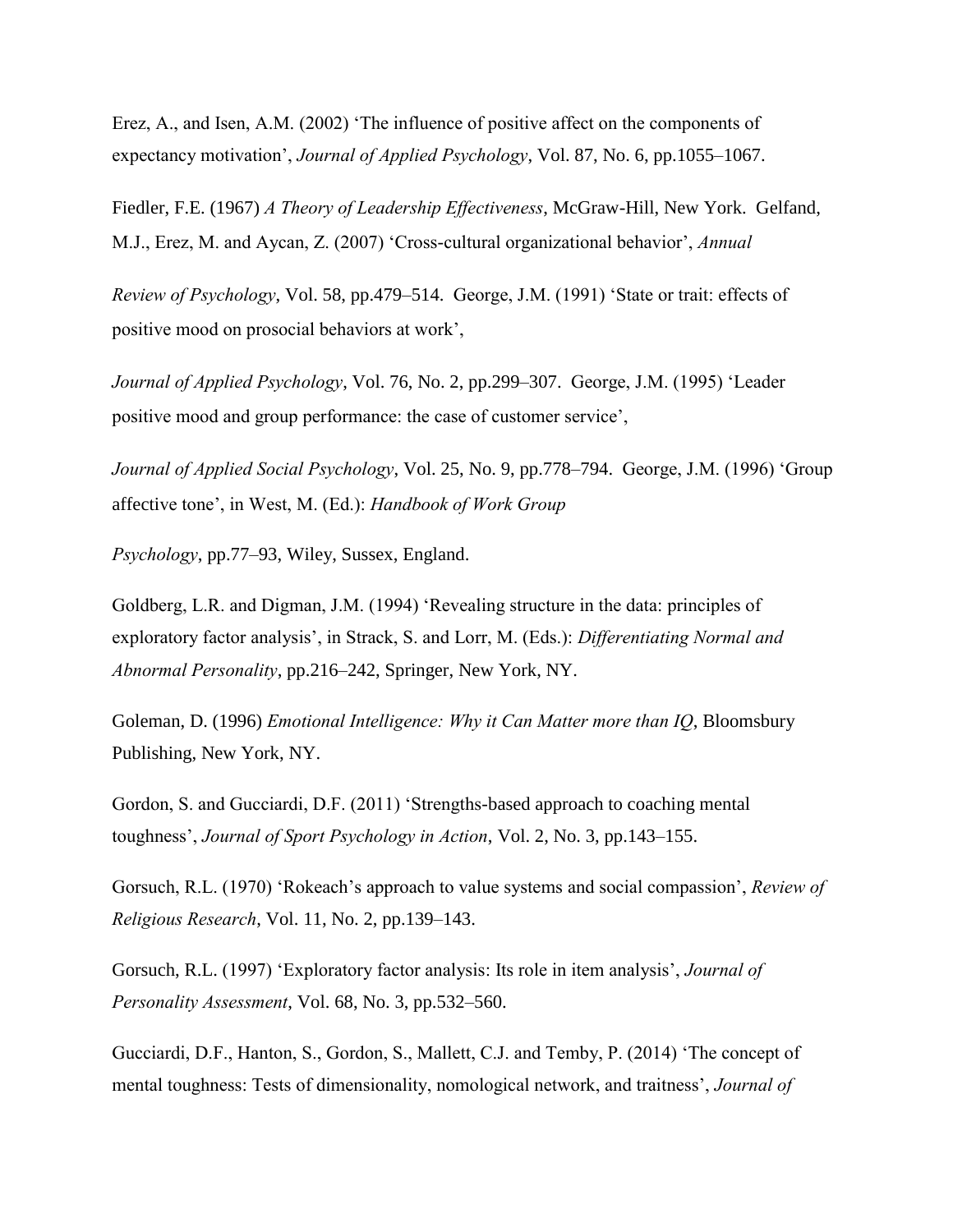Erez, A., and Isen, A.M. (2002) ‘The influence of positive affect on the components of expectancy motivation’, *Journal of Applied Psychology*, Vol. 87, No. 6, pp.1055–1067.

Fiedler, F.E. (1967) *A Theory of Leadership Effectiveness*, McGraw-Hill, New York.

Gelfand, M.J., Erez, M. and Aycan, Z. (2007) ‘Cross-cultural organizational behavior’, *Annual Review of Psychology*, Vol. 58, pp.479–514.

George, J.M. (1991) ‘State or trait: effects of positive mood on prosocial behaviors at work’, *Journal of Applied Psychology*, Vol. 76, No. 2, pp.299–307.

George, J.M. (1995) ‘Leader positive mood and group performance: the case of customer service’, *Journal of Applied Social Psychology*, Vol. 25, No. 9, pp.778–794.

George, J.M. (1996) ‘Group affective tone’, in West, M. (Ed.): *Handbook of Work Group Psychology*, pp.77–93, Wiley, Sussex, England.

Goldberg, L.R. and Digman, J.M. (1994) ‘Revealing structure in the data: principles of exploratory factor analysis’, in Strack, S. and Lorr, M. (Eds.): *Differentiating Normal and Abnormal Personality*, pp.216–242, Springer, New York, NY.

Goleman, D. (1996) *Emotional Intelligence: Why it Can Matter more than IQ*, Bloomsbury Publishing, New York, NY.

Gordon, S. and Gucciardi, D.F. (2011) ‘Strengths-based approach to coaching mental toughness’, *Journal of Sport Psychology in Action*, Vol. 2, No. 3, pp.143–155.

Gorsuch, R.L. (1970) ‘Rokeach’s approach to value systems and social compassion’, *Review of Religious Research*, Vol. 11, No. 2, pp.139–143.

Gorsuch, R.L. (1997) ‘Exploratory factor analysis: Its role in item analysis’, *Journal of Personality Assessment*, Vol. 68, No. 3, pp.532–560.

Gucciardi, D.F., Hanton, S., Gordon, S., Mallett, C.J. and Temby, P. (2014) ‘The concept of mental toughness: Tests of dimensionality, nomological network, and traitness’, *Journal of*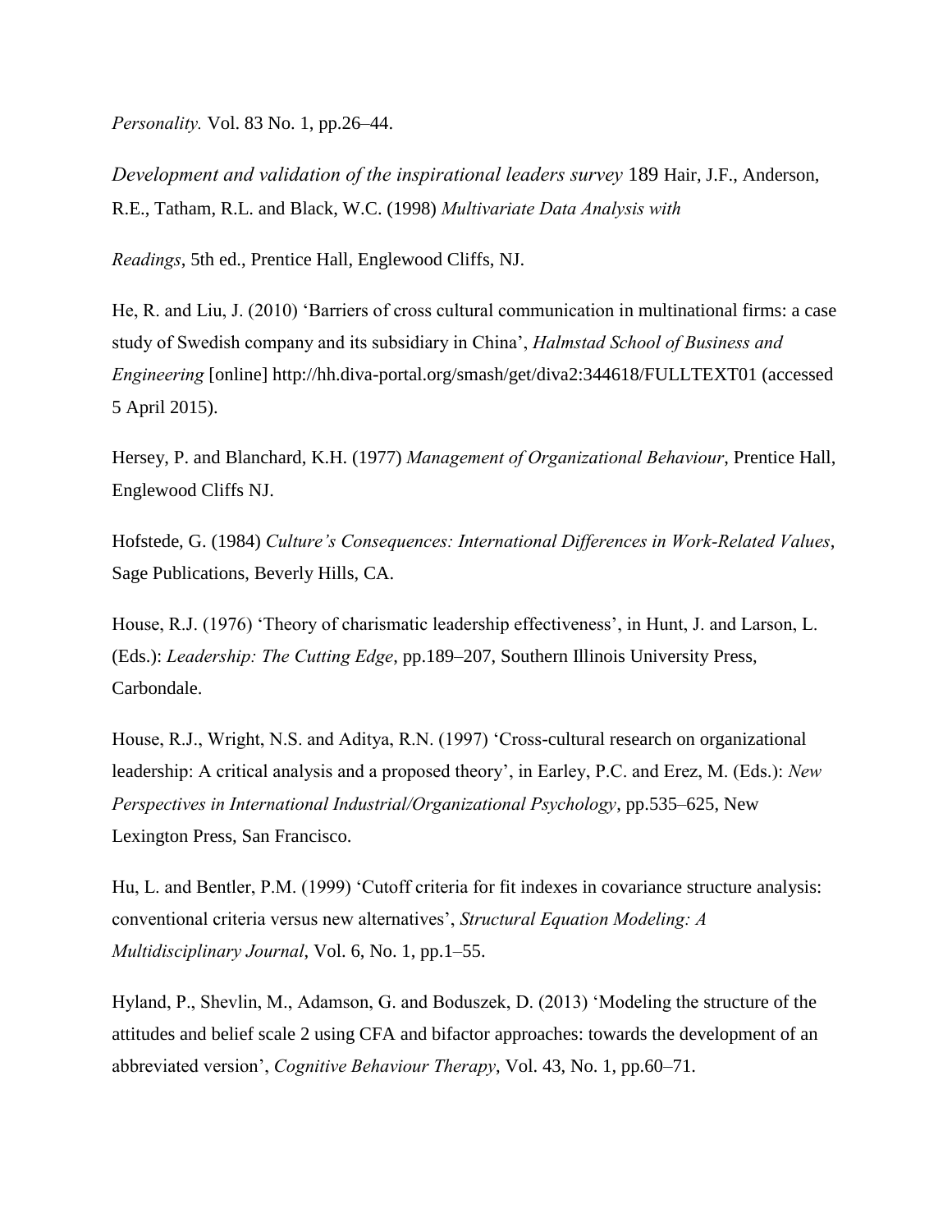*Personality.* Vol. 83 No. 1, pp.26–44.

Hair, J.F., Anderson, R.E., Tatham, R.L. and Black, W.C. (1998) *Multivariate Data Analysis with Readings*, 5th ed., Prentice Hall, Englewood Cliffs, NJ.

He, R. and Liu, J. (2010) 'Barriers of cross cultural communication in multinational firms: a case study of Swedish company and its subsidiary in China', *Halmstad School of Business and Engineering* [online] http://hh.diva-portal.org/smash/get/diva2:344618/FULLTEXT01 (accessed 5 April 2015).

Hersey, P. and Blanchard, K.H. (1977) *Management of Organizational Behaviour*, Prentice Hall, Englewood Cliffs NJ.

Hofstede, G. (1984) *Culture's Consequences: International Differences in Work-Related Values*, Sage Publications, Beverly Hills, CA.

House, R.J. (1976) 'Theory of charismatic leadership effectiveness', in Hunt, J. and Larson, L. (Eds.): *Leadership: The Cutting Edge*, pp.189–207, Southern Illinois University Press, Carbondale.

House, R.J., Wright, N.S. and Aditya, R.N. (1997) 'Cross-cultural research on organizational leadership: A critical analysis and a proposed theory', in Earley, P.C. and Erez, M. (Eds.): *New Perspectives in International Industrial/Organizational Psychology*, pp.535–625, New Lexington Press, San Francisco.

Hu, L. and Bentler, P.M. (1999) 'Cutoff criteria for fit indexes in covariance structure analysis: conventional criteria versus new alternatives', *Structural Equation Modeling: A Multidisciplinary Journal*, Vol. 6, No. 1, pp.1–55.

Hyland, P., Shevlin, M., Adamson, G. and Boduszek, D. (2013) 'Modeling the structure of the attitudes and belief scale 2 using CFA and bifactor approaches: towards the development of an abbreviated version', *Cognitive Behaviour Therapy*, Vol. 43, No. 1, pp.60–71.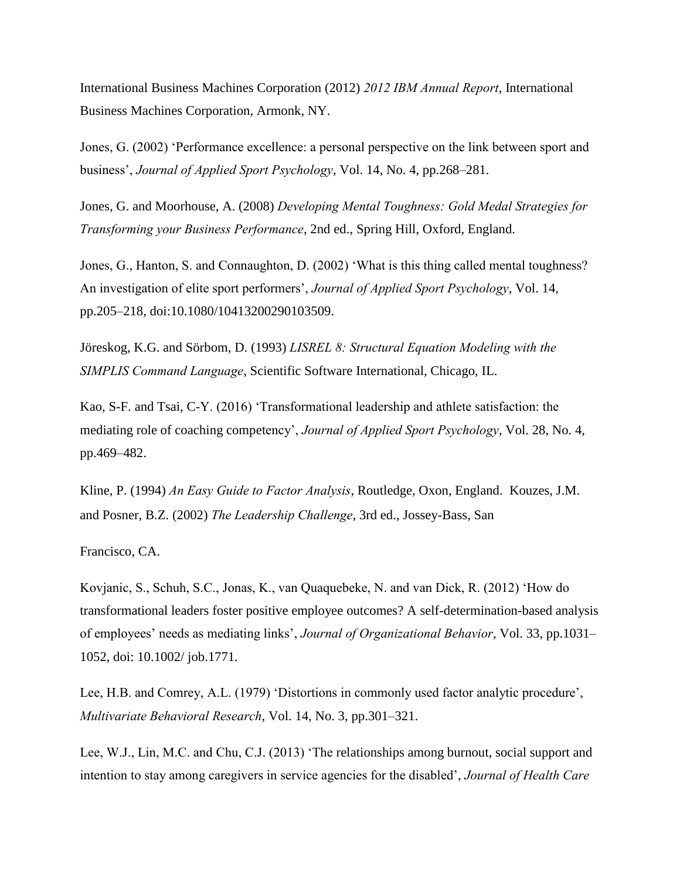International Business Machines Corporation (2012) *2012 IBM Annual Report*, International Business Machines Corporation, Armonk, NY.

Jones, G. (2002) 'Performance excellence: a personal perspective on the link between sport and business', *Journal of Applied Sport Psychology*, Vol. 14, No. 4, pp.268–281.

Jones, G. and Moorhouse, A. (2008) *Developing Mental Toughness: Gold Medal Strategies for Transforming your Business Performance*, 2nd ed., Spring Hill, Oxford, England.

Jones, G., Hanton, S. and Connaughton, D. (2002) 'What is this thing called mental toughness? An investigation of elite sport performers', *Journal of Applied Sport Psychology*, Vol. 14, pp.205–218, doi:10.1080/10413200290103509.

Jöreskog, K.G. and Sörbom, D. (1993) *LISREL 8: Structural Equation Modeling with the SIMPLIS Command Language*, Scientific Software International, Chicago, IL.

Kao, S-F. and Tsai, C-Y. (2016) 'Transformational leadership and athlete satisfaction: the mediating role of coaching competency', *Journal of Applied Sport Psychology*, Vol. 28, No. 4, pp.469–482.

Kline, P. (1994) *An Easy Guide to Factor Analysis*, Routledge, Oxon, England. Kouzes, J.M. and Posner, B.Z. (2002) *The Leadership Challenge*, 3rd ed., Jossey-Bass, San Francisco, CA.

Kovjanic, S., Schuh, S.C., Jonas, K., van Quaquebeke, N. and van Dick, R. (2012) 'How do transformational leaders foster positive employee outcomes? A self-determination-based analysis of employees' needs as mediating links', *Journal of Organizational Behavior*, Vol. 33, pp.1031–1052, doi: 10.1002/ job.1771.

Lee, H.B. and Comrey, A.L. (1979) 'Distortions in commonly used factor analytic procedure', *Multivariate Behavioral Research*, Vol. 14, No. 3, pp.301–321.

Lee, W.J., Lin, M.C. and Chu, C.J. (2013) 'The relationships among burnout, social support and intention to stay among caregivers in service agencies for the disabled', *Journal of Health Care*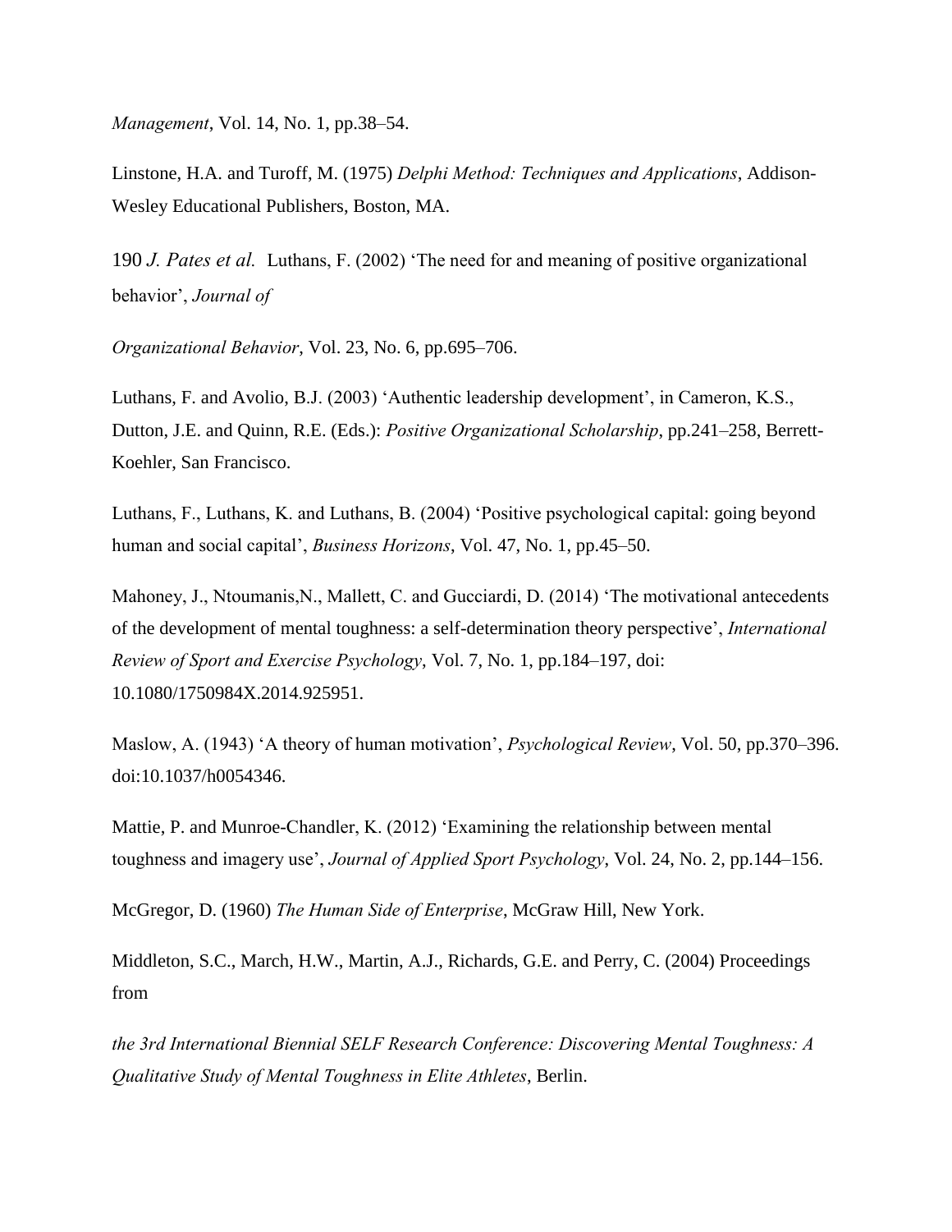*Management*, Vol. 14, No. 1, pp.38–54.

Linstone, H.A. and Turoff, M. (1975) *Delphi Method: Techniques and Applications*, Addison-Wesley Educational Publishers, Boston, MA.

Luthans, F. (2002) 'The need for and meaning of positive organizational behavior', *Journal of Organizational Behavior*, Vol. 23, No. 6, pp.695–706.

Luthans, F. and Avolio, B.J. (2003) 'Authentic leadership development', in Cameron, K.S., Dutton, J.E. and Quinn, R.E. (Eds.): *Positive Organizational Scholarship*, pp.241–258, Berrett-Koehler, San Francisco.

Luthans, F., Luthans, K. and Luthans, B. (2004) 'Positive psychological capital: going beyond human and social capital', *Business Horizons*, Vol. 47, No. 1, pp.45–50.

Mahoney, J., Ntoumanis,N., Mallett, C. and Gucciardi, D. (2014) 'The motivational antecedents of the development of mental toughness: a self-determination theory perspective', *International Review of Sport and Exercise Psychology*, Vol. 7, No. 1, pp.184–197, doi: 10.1080/1750984X.2014.925951.

Maslow, A. (1943) 'A theory of human motivation', *Psychological Review*, Vol. 50, pp.370–396. doi:10.1037/h0054346.

Mattie, P. and Munroe-Chandler, K. (2012) 'Examining the relationship between mental toughness and imagery use', *Journal of Applied Sport Psychology*, Vol. 24, No. 2, pp.144–156.

McGregor, D. (1960) *The Human Side of Enterprise*, McGraw Hill, New York.

Middleton, S.C., March, H.W., Martin, A.J., Richards, G.E. and Perry, C. (2004) Proceedings from *the 3rd International Biennial SELF Research Conference: Discovering Mental Toughness: A Qualitative Study of Mental Toughness in Elite Athletes*, Berlin.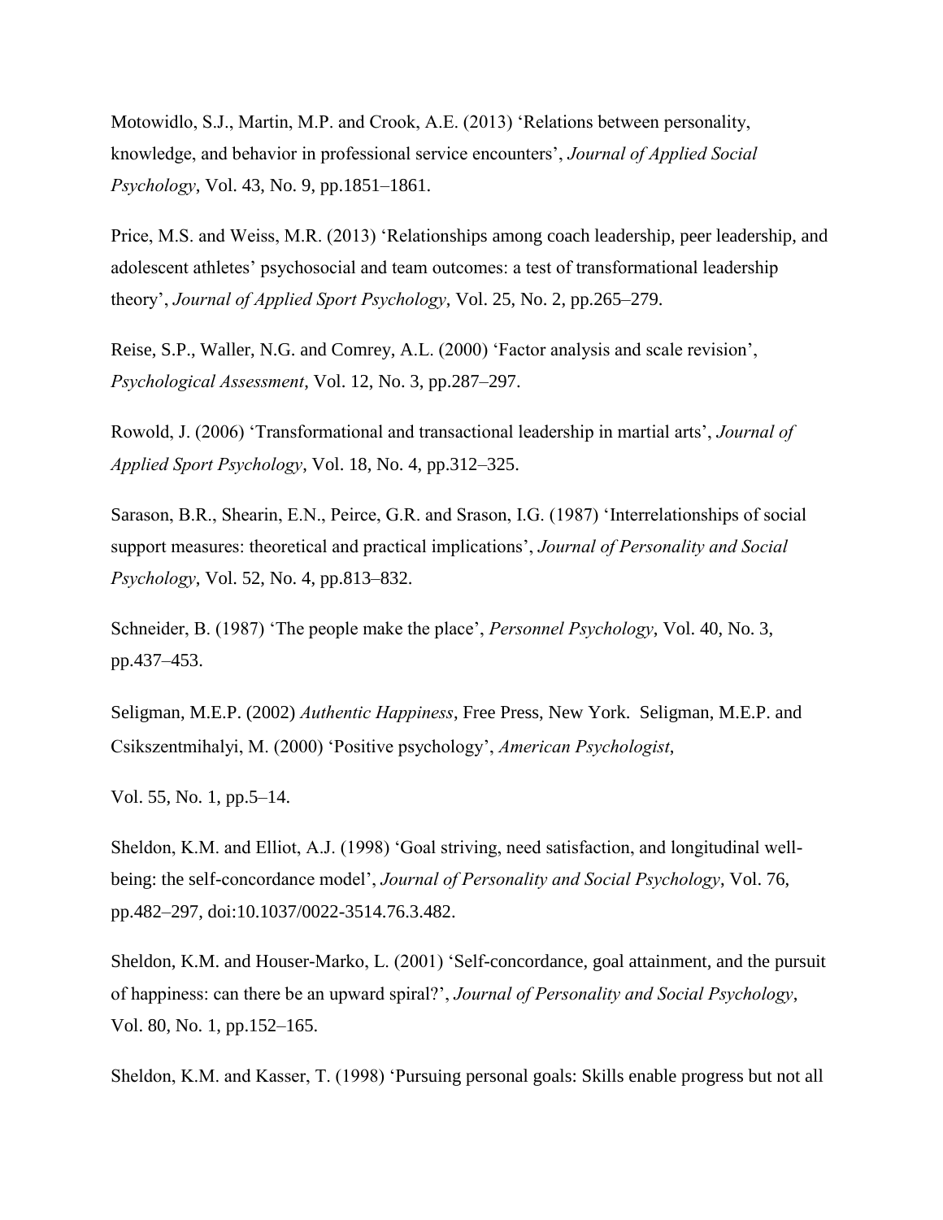Motowidlo, S.J., Martin, M.P. and Crook, A.E. (2013) 'Relations between personality, knowledge, and behavior in professional service encounters', *Journal of Applied Social Psychology*, Vol. 43, No. 9, pp.1851–1861.

Price, M.S. and Weiss, M.R. (2013) 'Relationships among coach leadership, peer leadership, and adolescent athletes' psychosocial and team outcomes: a test of transformational leadership theory', *Journal of Applied Sport Psychology*, Vol. 25, No. 2, pp.265–279.

Reise, S.P., Waller, N.G. and Comrey, A.L. (2000) 'Factor analysis and scale revision', *Psychological Assessment*, Vol. 12, No. 3, pp.287–297.

Rowold, J. (2006) 'Transformational and transactional leadership in martial arts', *Journal of Applied Sport Psychology*, Vol. 18, No. 4, pp.312–325.

Sarason, B.R., Shearin, E.N., Peirce, G.R. and Srason, I.G. (1987) 'Interrelationships of social support measures: theoretical and practical implications', *Journal of Personality and Social Psychology*, Vol. 52, No. 4, pp.813–832.

Schneider, B. (1987) 'The people make the place', *Personnel Psychology*, Vol. 40, No. 3, pp.437–453.

Seligman, M.E.P. (2002) *Authentic Happiness*, Free Press, New York. Seligman, M.E.P. and Csikszentmihalyi, M. (2000) 'Positive psychology', *American Psychologist*,

Vol. 55, No. 1, pp.5–14.

Sheldon, K.M. and Elliot, A.J. (1998) 'Goal striving, need satisfaction, and longitudinal well-being: the self-concordance model', *Journal of Personality and Social Psychology*, Vol. 76, pp.482–297, doi:10.1037/0022-3514.76.3.482.

Sheldon, K.M. and Houser-Marko, L. (2001) 'Self-concordance, goal attainment, and the pursuit of happiness: can there be an upward spiral?', *Journal of Personality and Social Psychology*, Vol. 80, No. 1, pp.152–165.

Sheldon, K.M. and Kasser, T. (1998) 'Pursuing personal goals: Skills enable progress but not all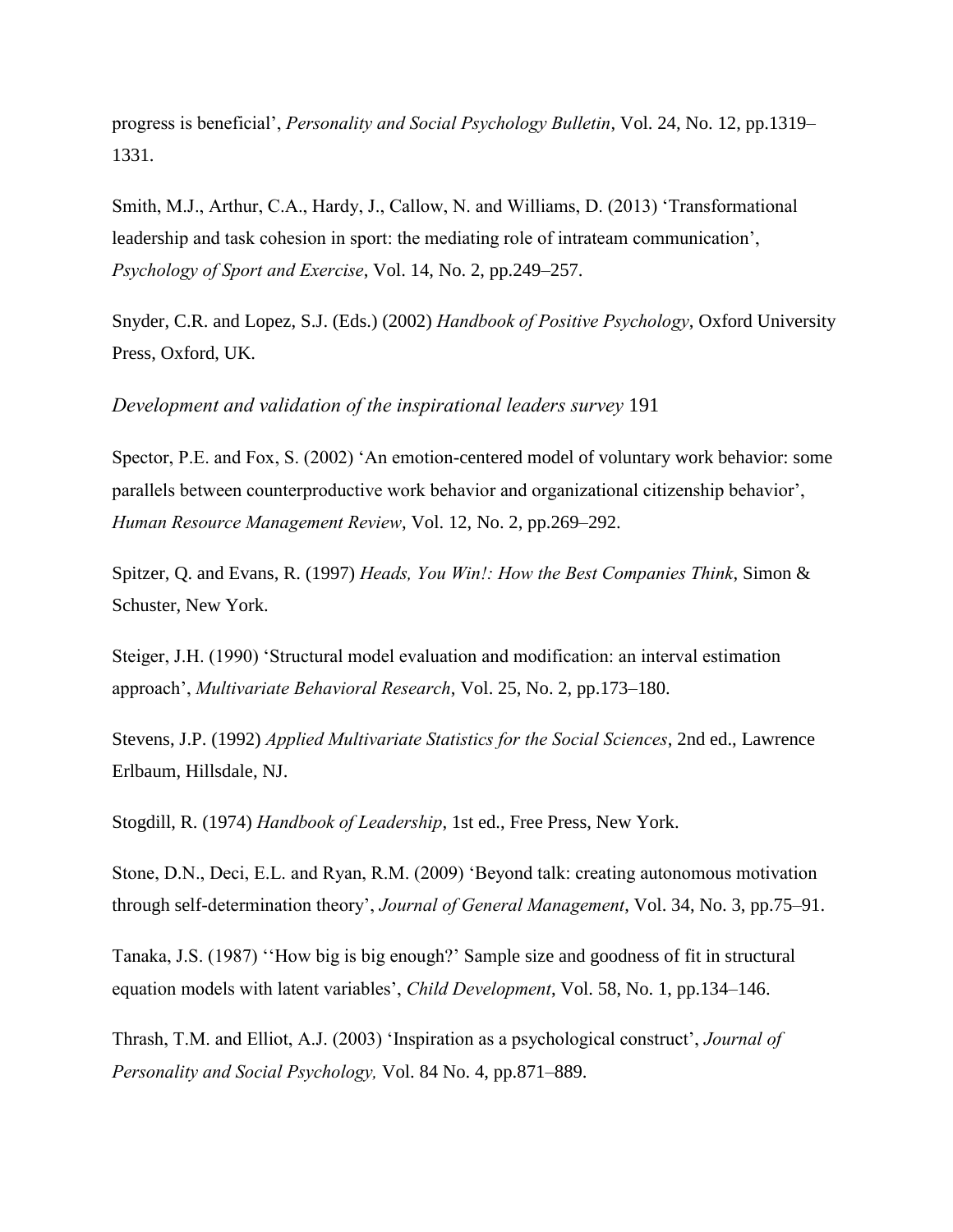progress is beneficial', *Personality and Social Psychology Bulletin*, Vol. 24, No. 12, pp.1319–1331.

Smith, M.J., Arthur, C.A., Hardy, J., Callow, N. and Williams, D. (2013) 'Transformational leadership and task cohesion in sport: the mediating role of intrateam communication', *Psychology of Sport and Exercise*, Vol. 14, No. 2, pp.249–257.

Snyder, C.R. and Lopez, S.J. (Eds.) (2002) *Handbook of Positive Psychology*, Oxford University Press, Oxford, UK.

Spector, P.E. and Fox, S. (2002) 'An emotion-centered model of voluntary work behavior: some parallels between counterproductive work behavior and organizational citizenship behavior', *Human Resource Management Review*, Vol. 12, No. 2, pp.269–292.

Spitzer, Q. and Evans, R. (1997) *Heads, You Win!: How the Best Companies Think*, Simon & Schuster, New York.

Steiger, J.H. (1990) 'Structural model evaluation and modification: an interval estimation approach', *Multivariate Behavioral Research*, Vol. 25, No. 2, pp.173–180.

Stevens, J.P. (1992) *Applied Multivariate Statistics for the Social Sciences*, 2nd ed., Lawrence Erlbaum, Hillsdale, NJ.

Stogdill, R. (1974) *Handbook of Leadership*, 1st ed., Free Press, New York.

Stone, D.N., Deci, E.L. and Ryan, R.M. (2009) 'Beyond talk: creating autonomous motivation through self-determination theory', *Journal of General Management*, Vol. 34, No. 3, pp.75–91.

Tanaka, J.S. (1987) ''How big is big enough?' Sample size and goodness of fit in structural equation models with latent variables', *Child Development*, Vol. 58, No. 1, pp.134–146.

Thrash, T.M. and Elliot, A.J. (2003) 'Inspiration as a psychological construct', *Journal of Personality and Social Psychology,* Vol. 84 No. 4, pp.871–889.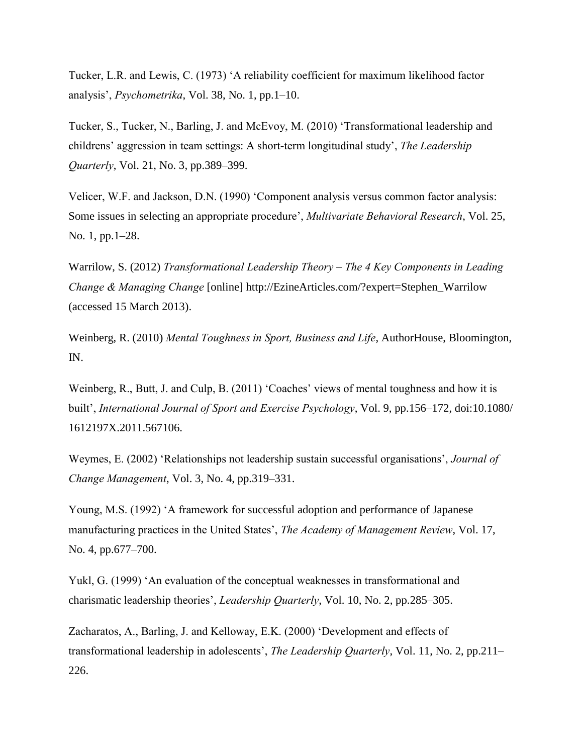Tucker, L.R. and Lewis, C. (1973) ‘A reliability coefficient for maximum likelihood factor analysis’, *Psychometrika*, Vol. 38, No. 1, pp.1–10.

Tucker, S., Tucker, N., Barling, J. and McEvoy, M. (2010) ‘Transformational leadership and childrens’ aggression in team settings: A short-term longitudinal study’, *The Leadership Quarterly*, Vol. 21, No. 3, pp.389–399.

Velicer, W.F. and Jackson, D.N. (1990) ‘Component analysis versus common factor analysis: Some issues in selecting an appropriate procedure’, *Multivariate Behavioral Research*, Vol. 25, No. 1, pp.1–28.

Warrilow, S. (2012) *Transformational Leadership Theory – The 4 Key Components in Leading Change & Managing Change* [online] http://EzineArticles.com/?expert=Stephen_Warrilow (accessed 15 March 2013).

Weinberg, R. (2010) *Mental Toughness in Sport, Business and Life*, AuthorHouse, Bloomington, IN.

Weinberg, R., Butt, J. and Culp, B. (2011) ‘Coaches’ views of mental toughness and how it is built’, *International Journal of Sport and Exercise Psychology*, Vol. 9, pp.156–172, doi:10.1080/1612197X.2011.567106.

Weymes, E. (2002) ‘Relationships not leadership sustain successful organisations’, *Journal of Change Management*, Vol. 3, No. 4, pp.319–331.

Young, M.S. (1992) ‘A framework for successful adoption and performance of Japanese manufacturing practices in the United States’, *The Academy of Management Review*, Vol. 17, No. 4, pp.677–700.

Yukl, G. (1999) ‘An evaluation of the conceptual weaknesses in transformational and charismatic leadership theories’, *Leadership Quarterly*, Vol. 10, No. 2, pp.285–305.

Zacharatos, A., Barling, J. and Kelloway, E.K. (2000) ‘Development and effects of transformational leadership in adolescents’, *The Leadership Quarterly*, Vol. 11, No. 2, pp.211–226.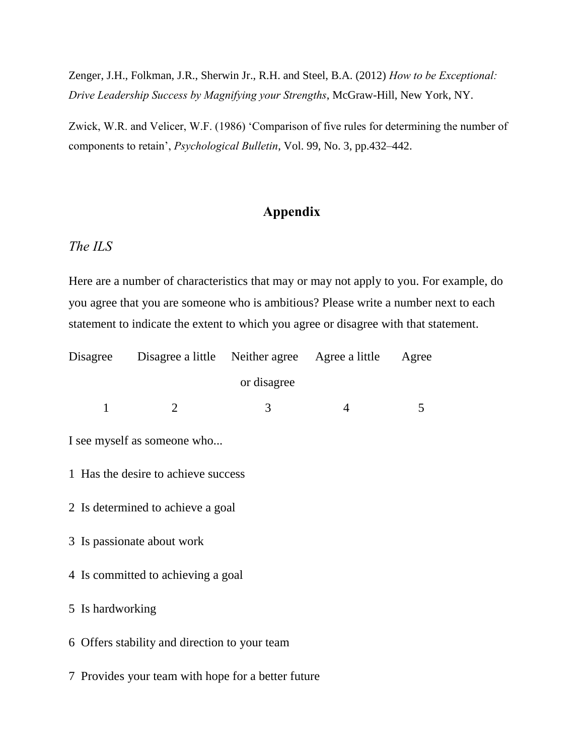Zenger, J.H., Folkman, J.R., Sherwin Jr., R.H. and Steel, B.A. (2012) *How to be Exceptional: Drive Leadership Success by Magnifying your Strengths*, McGraw-Hill, New York, NY.

Zwick, W.R. and Velicer, W.F. (1986) 'Comparison of five rules for determining the number of components to retain', *Psychological Bulletin*, Vol. 99, No. 3, pp.432–442.

## Appendix

### *The ILS*

Here are a number of characteristics that may or may not apply to you. For example, do you agree that you are someone who is ambitious? Please write a number next to each statement to indicate the extent to which you agree or disagree with that statement.

| Disagree | Disagree a little | Neither agree or disagree | Agree a little | Agree |
|---|---|---|---|---|
| 1 | 2 | 3 | 4 | 5 |

I see myself as someone who...

1 Has the desire to achieve success

2 Is determined to achieve a goal

3 Is passionate about work

4 Is committed to achieving a goal

5 Is hardworking

6 Offers stability and direction to your team

7 Provides your team with hope for a better future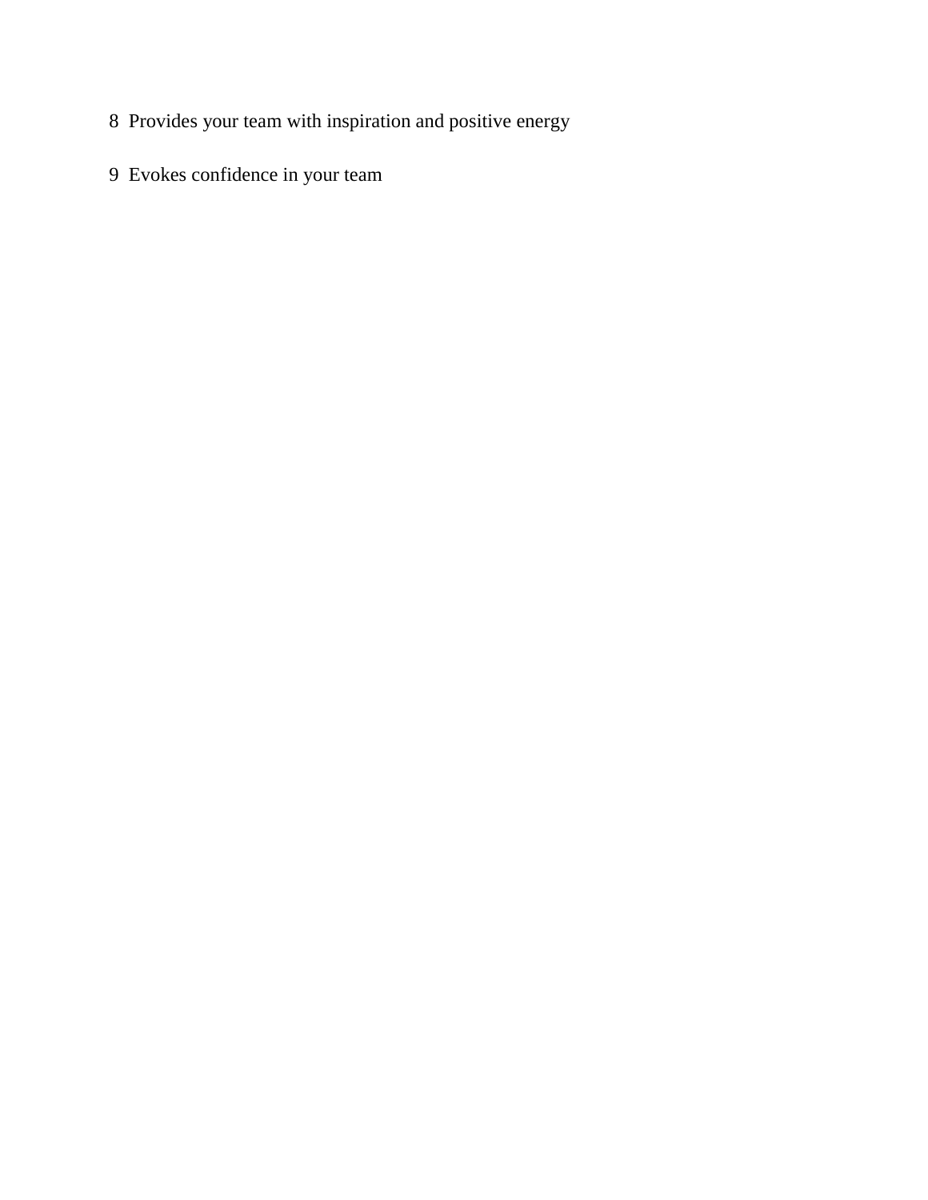8  Provides your team with inspiration and positive energy

9  Evokes confidence in your team